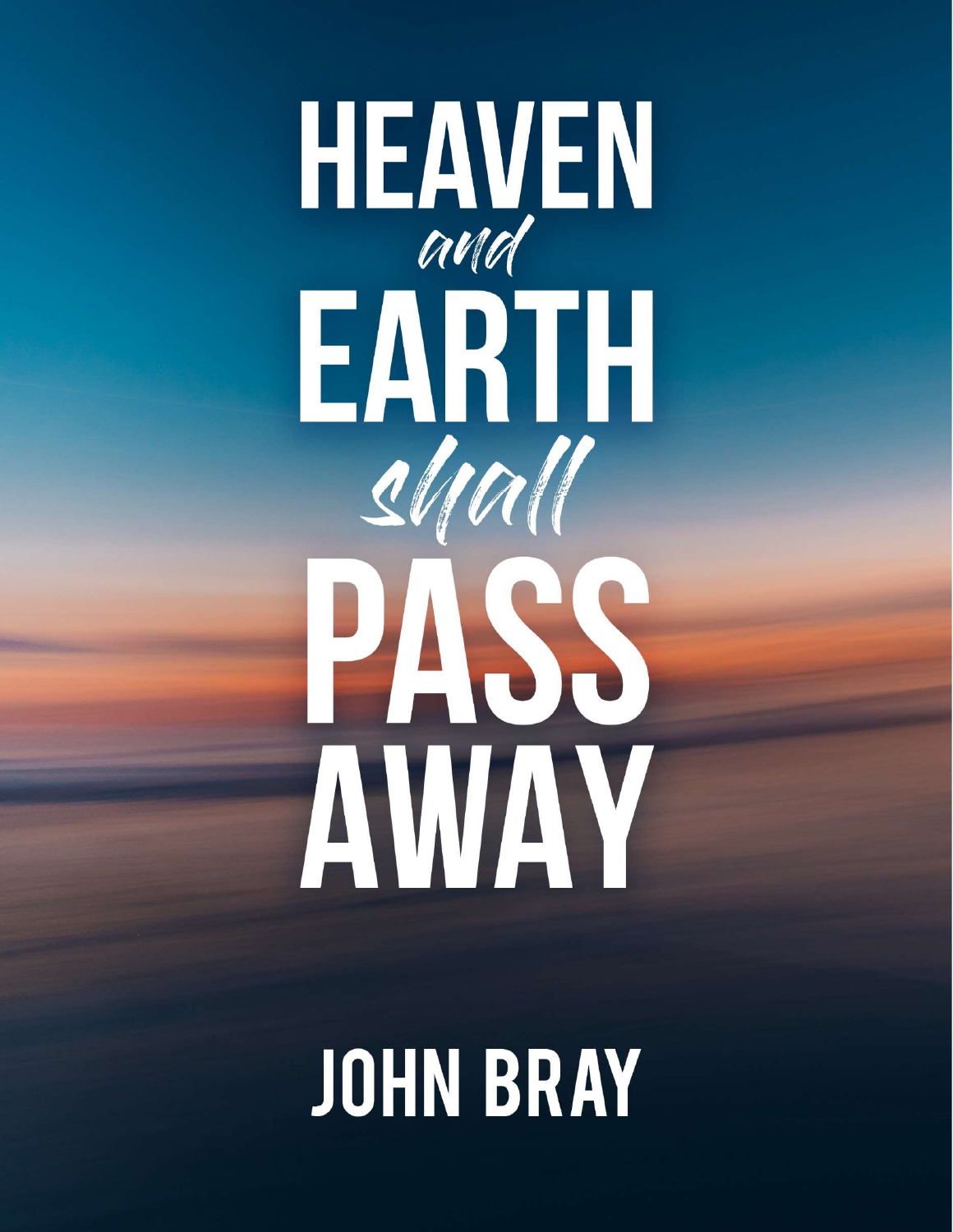# HEAVEN *and* EARTH *shall* PASS AWAY

## JOHN BRAY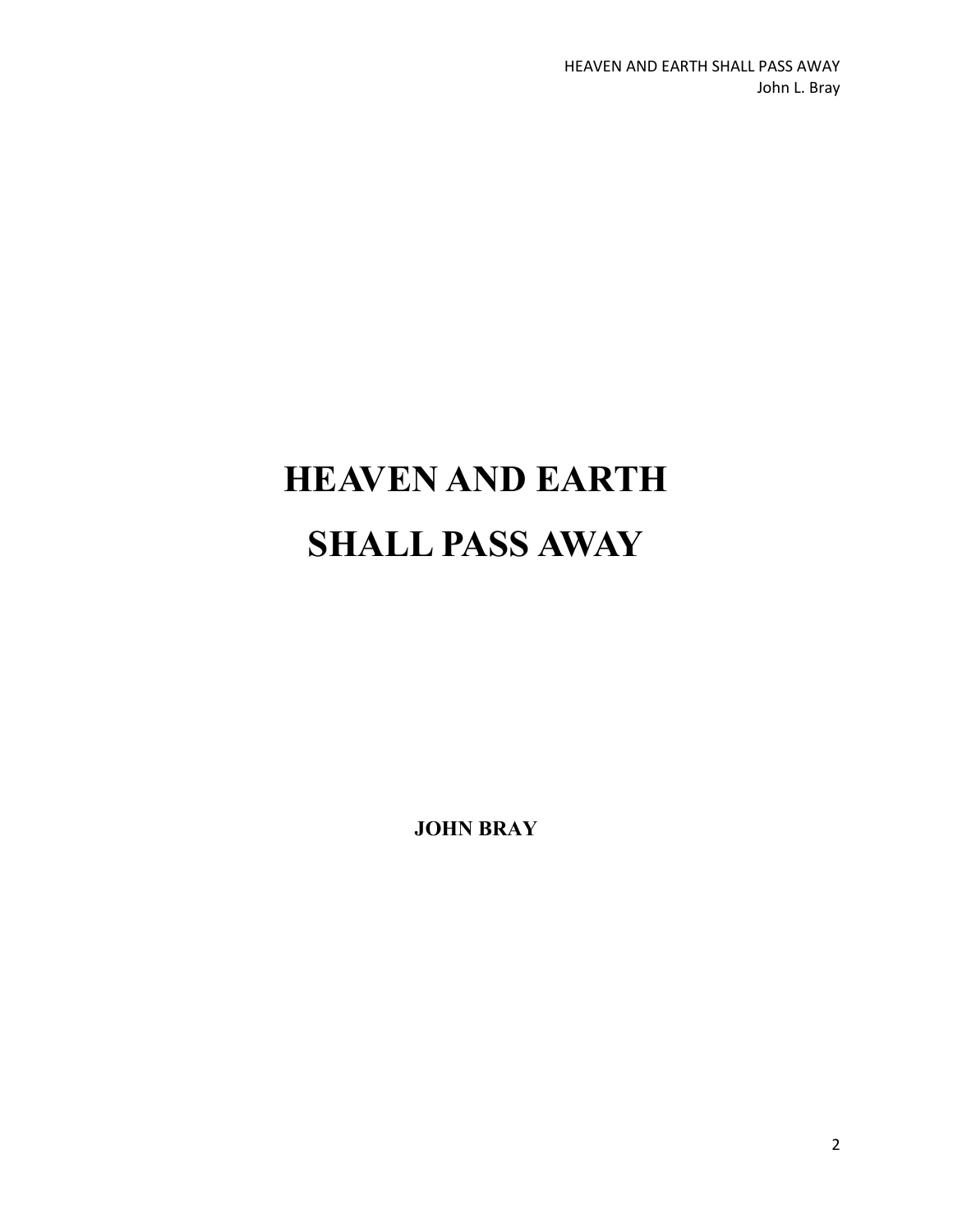# HEAVEN AND EARTH SHALL PASS AWAY

**JOHN BRAY**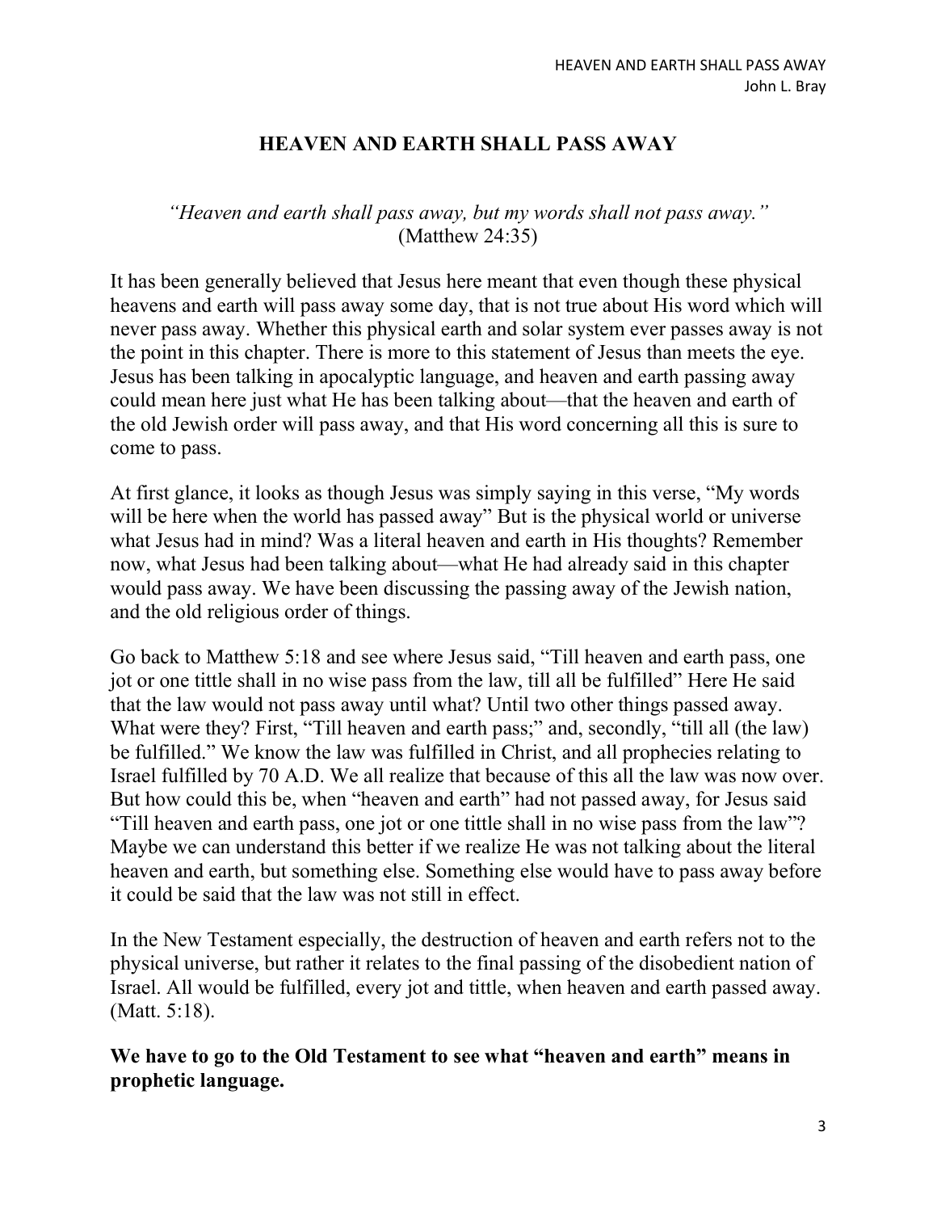# HEAVEN AND EARTH SHALL PASS AWAY

*"Heaven and earth shall pass away, but my words shall not pass away."*
(Matthew 24:35)

It has been generally believed that Jesus here meant that even though these physical heavens and earth will pass away some day, that is not true about His word which will never pass away. Whether this physical earth and solar system ever passes away is not the point in this chapter. There is more to this statement of Jesus than meets the eye. Jesus has been talking in apocalyptic language, and heaven and earth passing away could mean here just what He has been talking about—that the heaven and earth of the old Jewish order will pass away, and that His word concerning all this is sure to come to pass.

At first glance, it looks as though Jesus was simply saying in this verse, "My words will be here when the world has passed away" But is the physical world or universe what Jesus had in mind? Was a literal heaven and earth in His thoughts? Remember now, what Jesus had been talking about—what He had already said in this chapter would pass away. We have been discussing the passing away of the Jewish nation, and the old religious order of things.

Go back to Matthew 5:18 and see where Jesus said, "Till heaven and earth pass, one jot or one tittle shall in no wise pass from the law, till all be fulfilled" Here He said that the law would not pass away until what? Until two other things passed away. What were they? First, "Till heaven and earth pass;" and, secondly, "till all (the law) be fulfilled." We know the law was fulfilled in Christ, and all prophecies relating to Israel fulfilled by 70 A.D. We all realize that because of this all the law was now over. But how could this be, when "heaven and earth" had not passed away, for Jesus said "Till heaven and earth pass, one jot or one tittle shall in no wise pass from the law"? Maybe we can understand this better if we realize He was not talking about the literal heaven and earth, but something else. Something else would have to pass away before it could be said that the law was not still in effect.

In the New Testament especially, the destruction of heaven and earth refers not to the physical universe, but rather it relates to the final passing of the disobedient nation of Israel. All would be fulfilled, every jot and tittle, when heaven and earth passed away. (Matt. 5:18).

**We have to go to the Old Testament to see what "heaven and earth" means in prophetic language.**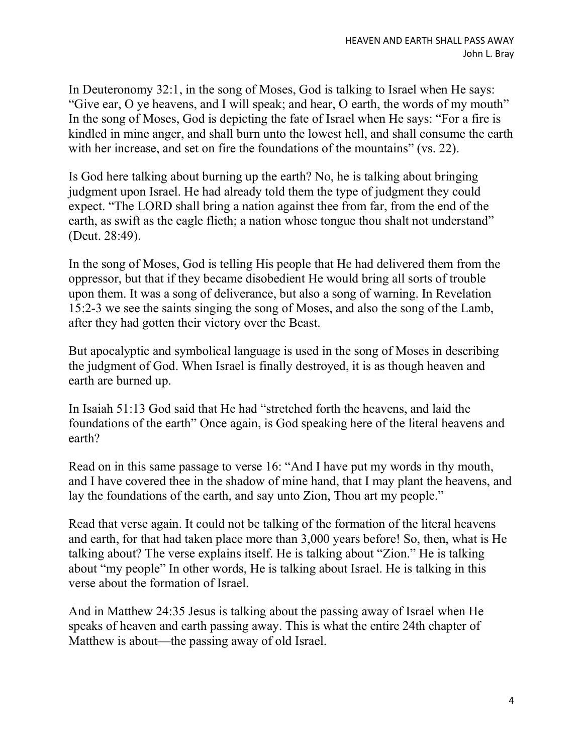In Deuteronomy 32:1, in the song of Moses, God is talking to Israel when He says: "Give ear, O ye heavens, and I will speak; and hear, O earth, the words of my mouth" In the song of Moses, God is depicting the fate of Israel when He says: "For a fire is kindled in mine anger, and shall burn unto the lowest hell, and shall consume the earth with her increase, and set on fire the foundations of the mountains" (vs. 22).

Is God here talking about burning up the earth? No, he is talking about bringing judgment upon Israel. He had already told them the type of judgment they could expect. "The LORD shall bring a nation against thee from far, from the end of the earth, as swift as the eagle flieth; a nation whose tongue thou shalt not understand" (Deut. 28:49).

In the song of Moses, God is telling His people that He had delivered them from the oppressor, but that if they became disobedient He would bring all sorts of trouble upon them. It was a song of deliverance, but also a song of warning. In Revelation 15:2-3 we see the saints singing the song of Moses, and also the song of the Lamb, after they had gotten their victory over the Beast.

But apocalyptic and symbolical language is used in the song of Moses in describing the judgment of God. When Israel is finally destroyed, it is as though heaven and earth are burned up.

In Isaiah 51:13 God said that He had "stretched forth the heavens, and laid the foundations of the earth" Once again, is God speaking here of the literal heavens and earth?

Read on in this same passage to verse 16: "And I have put my words in thy mouth, and I have covered thee in the shadow of mine hand, that I may plant the heavens, and lay the foundations of the earth, and say unto Zion, Thou art my people."

Read that verse again. It could not be talking of the formation of the literal heavens and earth, for that had taken place more than 3,000 years before! So, then, what is He talking about? The verse explains itself. He is talking about "Zion." He is talking about "my people" In other words, He is talking about Israel. He is talking in this verse about the formation of Israel.

And in Matthew 24:35 Jesus is talking about the passing away of Israel when He speaks of heaven and earth passing away. This is what the entire 24th chapter of Matthew is about—the passing away of old Israel.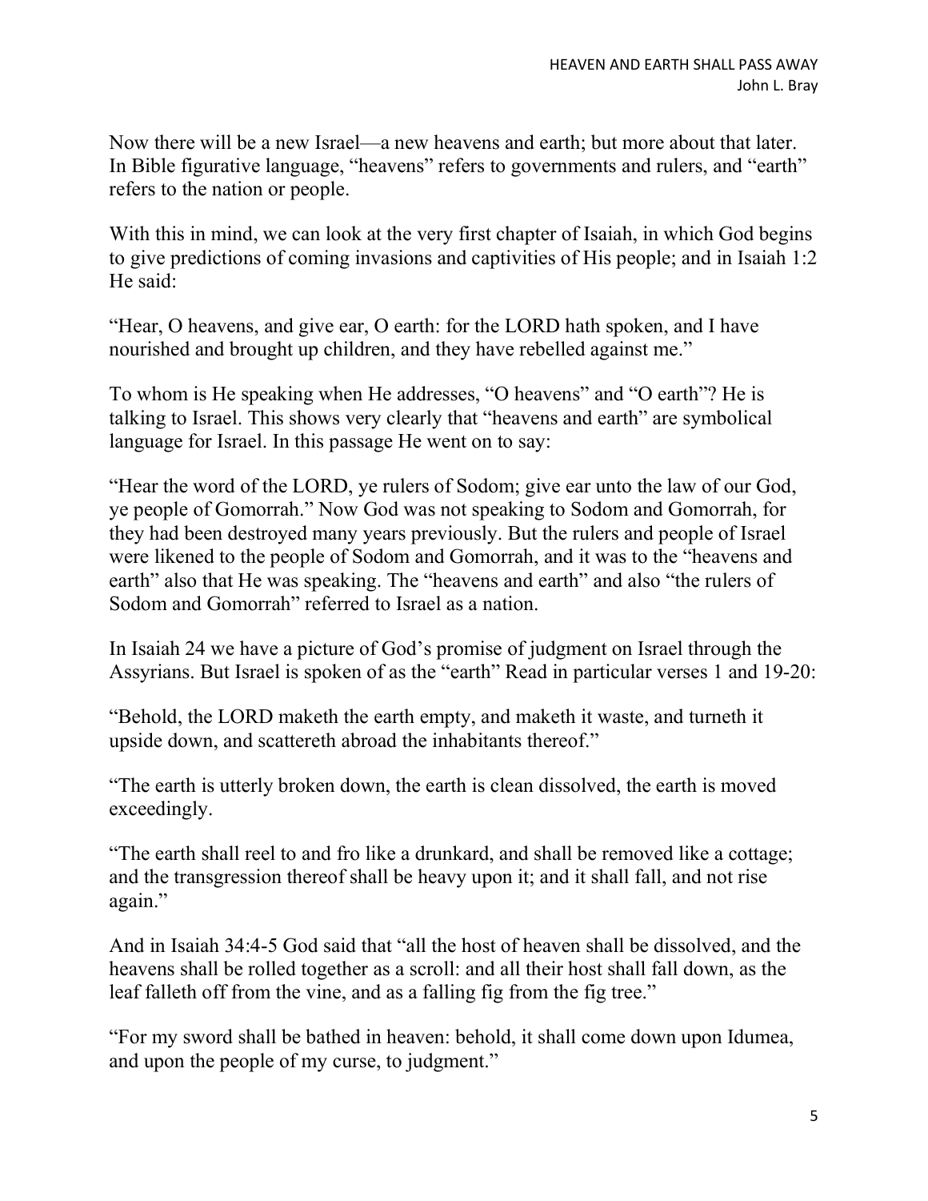Now there will be a new Israel—a new heavens and earth; but more about that later. In Bible figurative language, "heavens" refers to governments and rulers, and "earth" refers to the nation or people.

With this in mind, we can look at the very first chapter of Isaiah, in which God begins to give predictions of coming invasions and captivities of His people; and in Isaiah 1:2 He said:

"Hear, O heavens, and give ear, O earth: for the LORD hath spoken, and I have nourished and brought up children, and they have rebelled against me."

To whom is He speaking when He addresses, "O heavens" and "O earth"? He is talking to Israel. This shows very clearly that "heavens and earth" are symbolical language for Israel. In this passage He went on to say:

"Hear the word of the LORD, ye rulers of Sodom; give ear unto the law of our God, ye people of Gomorrah." Now God was not speaking to Sodom and Gomorrah, for they had been destroyed many years previously. But the rulers and people of Israel were likened to the people of Sodom and Gomorrah, and it was to the "heavens and earth" also that He was speaking. The "heavens and earth" and also "the rulers of Sodom and Gomorrah" referred to Israel as a nation.

In Isaiah 24 we have a picture of God's promise of judgment on Israel through the Assyrians. But Israel is spoken of as the "earth" Read in particular verses 1 and 19-20:

"Behold, the LORD maketh the earth empty, and maketh it waste, and turneth it upside down, and scattereth abroad the inhabitants thereof."

"The earth is utterly broken down, the earth is clean dissolved, the earth is moved exceedingly.

"The earth shall reel to and fro like a drunkard, and shall be removed like a cottage; and the transgression thereof shall be heavy upon it; and it shall fall, and not rise again."

And in Isaiah 34:4-5 God said that "all the host of heaven shall be dissolved, and the heavens shall be rolled together as a scroll: and all their host shall fall down, as the leaf falleth off from the vine, and as a falling fig from the fig tree."

"For my sword shall be bathed in heaven: behold, it shall come down upon Idumea, and upon the people of my curse, to judgment."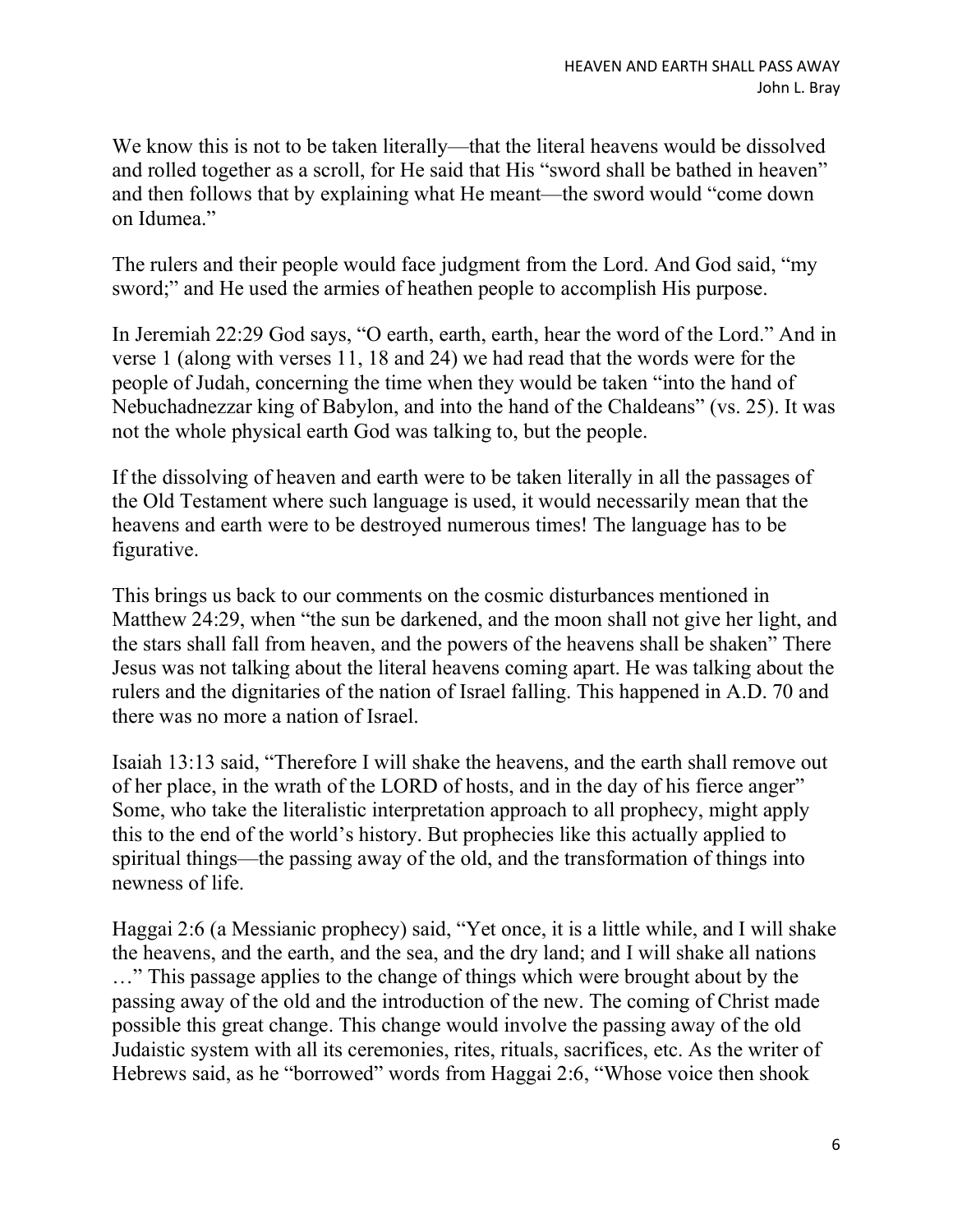We know this is not to be taken literally—that the literal heavens would be dissolved and rolled together as a scroll, for He said that His "sword shall be bathed in heaven" and then follows that by explaining what He meant—the sword would "come down on Idumea."

The rulers and their people would face judgment from the Lord. And God said, "my sword;" and He used the armies of heathen people to accomplish His purpose.

In Jeremiah 22:29 God says, "O earth, earth, earth, hear the word of the Lord." And in verse 1 (along with verses 11, 18 and 24) we had read that the words were for the people of Judah, concerning the time when they would be taken "into the hand of Nebuchadnezzar king of Babylon, and into the hand of the Chaldeans" (vs. 25). It was not the whole physical earth God was talking to, but the people.

If the dissolving of heaven and earth were to be taken literally in all the passages of the Old Testament where such language is used, it would necessarily mean that the heavens and earth were to be destroyed numerous times! The language has to be figurative.

This brings us back to our comments on the cosmic disturbances mentioned in Matthew 24:29, when "the sun be darkened, and the moon shall not give her light, and the stars shall fall from heaven, and the powers of the heavens shall be shaken" There Jesus was not talking about the literal heavens coming apart. He was talking about the rulers and the dignitaries of the nation of Israel falling. This happened in A.D. 70 and there was no more a nation of Israel.

Isaiah 13:13 said, "Therefore I will shake the heavens, and the earth shall remove out of her place, in the wrath of the LORD of hosts, and in the day of his fierce anger" Some, who take the literalistic interpretation approach to all prophecy, might apply this to the end of the world's history. But prophecies like this actually applied to spiritual things—the passing away of the old, and the transformation of things into newness of life.

Haggai 2:6 (a Messianic prophecy) said, "Yet once, it is a little while, and I will shake the heavens, and the earth, and the sea, and the dry land; and I will shake all nations …" This passage applies to the change of things which were brought about by the passing away of the old and the introduction of the new. The coming of Christ made possible this great change. This change would involve the passing away of the old Judaistic system with all its ceremonies, rites, rituals, sacrifices, etc. As the writer of Hebrews said, as he "borrowed" words from Haggai 2:6, "Whose voice then shook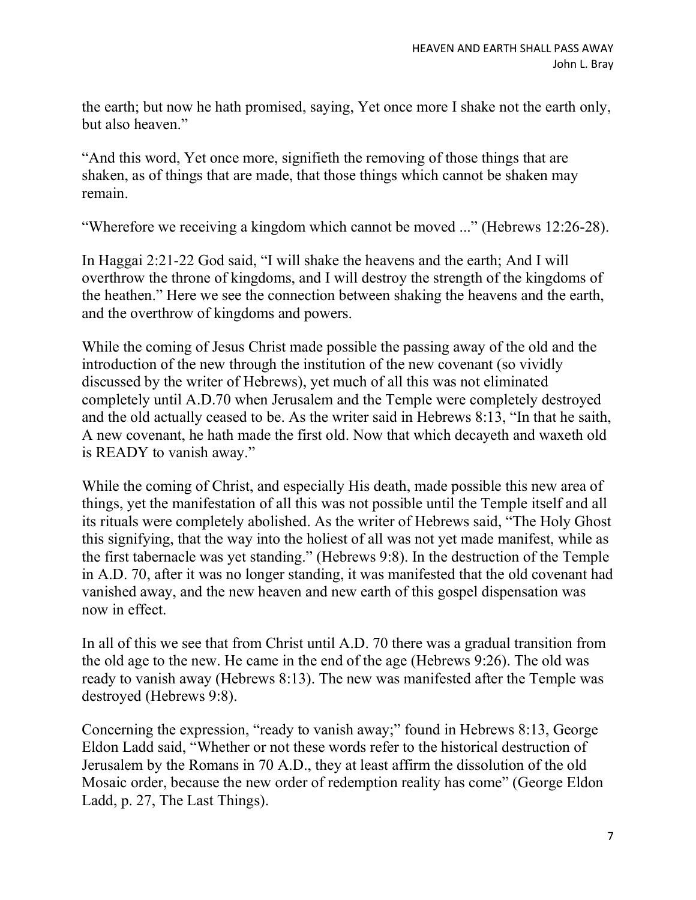the earth; but now he hath promised, saying, Yet once more I shake not the earth only, but also heaven."

"And this word, Yet once more, signifieth the removing of those things that are shaken, as of things that are made, that those things which cannot be shaken may remain.

"Wherefore we receiving a kingdom which cannot be moved ..." (Hebrews 12:26-28).

In Haggai 2:21-22 God said, "I will shake the heavens and the earth; And I will overthrow the throne of kingdoms, and I will destroy the strength of the kingdoms of the heathen." Here we see the connection between shaking the heavens and the earth, and the overthrow of kingdoms and powers.

While the coming of Jesus Christ made possible the passing away of the old and the introduction of the new through the institution of the new covenant (so vividly discussed by the writer of Hebrews), yet much of all this was not eliminated completely until A.D.70 when Jerusalem and the Temple were completely destroyed and the old actually ceased to be. As the writer said in Hebrews 8:13, "In that he saith, A new covenant, he hath made the first old. Now that which decayeth and waxeth old is READY to vanish away."

While the coming of Christ, and especially His death, made possible this new area of things, yet the manifestation of all this was not possible until the Temple itself and all its rituals were completely abolished. As the writer of Hebrews said, "The Holy Ghost this signifying, that the way into the holiest of all was not yet made manifest, while as the first tabernacle was yet standing." (Hebrews 9:8). In the destruction of the Temple in A.D. 70, after it was no longer standing, it was manifested that the old covenant had vanished away, and the new heaven and new earth of this gospel dispensation was now in effect.

In all of this we see that from Christ until A.D. 70 there was a gradual transition from the old age to the new. He came in the end of the age (Hebrews 9:26). The old was ready to vanish away (Hebrews 8:13). The new was manifested after the Temple was destroyed (Hebrews 9:8).

Concerning the expression, "ready to vanish away;" found in Hebrews 8:13, George Eldon Ladd said, "Whether or not these words refer to the historical destruction of Jerusalem by the Romans in 70 A.D., they at least affirm the dissolution of the old Mosaic order, because the new order of redemption reality has come" (George Eldon Ladd, p. 27, The Last Things).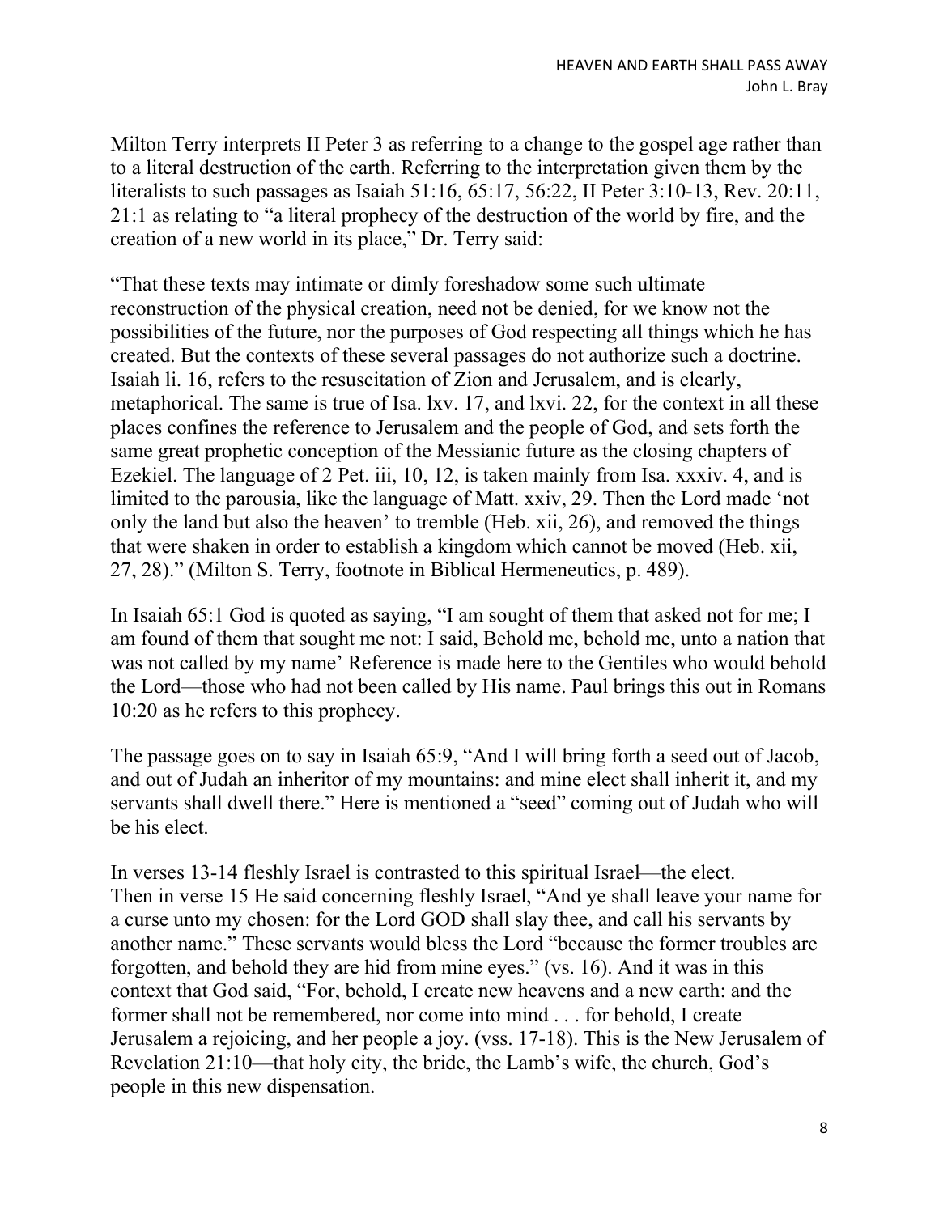Milton Terry interprets II Peter 3 as referring to a change to the gospel age rather than to a literal destruction of the earth. Referring to the interpretation given them by the literalists to such passages as Isaiah 51:16, 65:17, 56:22, II Peter 3:10-13, Rev. 20:11, 21:1 as relating to "a literal prophecy of the destruction of the world by fire, and the creation of a new world in its place," Dr. Terry said:

"That these texts may intimate or dimly foreshadow some such ultimate reconstruction of the physical creation, need not be denied, for we know not the possibilities of the future, nor the purposes of God respecting all things which he has created. But the contexts of these several passages do not authorize such a doctrine. Isaiah li. 16, refers to the resuscitation of Zion and Jerusalem, and is clearly, metaphorical. The same is true of Isa. lxv. 17, and lxvi. 22, for the context in all these places confines the reference to Jerusalem and the people of God, and sets forth the same great prophetic conception of the Messianic future as the closing chapters of Ezekiel. The language of 2 Pet. iii, 10, 12, is taken mainly from Isa. xxxiv. 4, and is limited to the parousia, like the language of Matt. xxiv, 29. Then the Lord made 'not only the land but also the heaven' to tremble (Heb. xii, 26), and removed the things that were shaken in order to establish a kingdom which cannot be moved (Heb. xii, 27, 28)." (Milton S. Terry, footnote in Biblical Hermeneutics, p. 489).

In Isaiah 65:1 God is quoted as saying, "I am sought of them that asked not for me; I am found of them that sought me not: I said, Behold me, behold me, unto a nation that was not called by my name' Reference is made here to the Gentiles who would behold the Lord—those who had not been called by His name. Paul brings this out in Romans 10:20 as he refers to this prophecy.

The passage goes on to say in Isaiah 65:9, "And I will bring forth a seed out of Jacob, and out of Judah an inheritor of my mountains: and mine elect shall inherit it, and my servants shall dwell there." Here is mentioned a "seed" coming out of Judah who will be his elect.

In verses 13-14 fleshly Israel is contrasted to this spiritual Israel—the elect. Then in verse 15 He said concerning fleshly Israel, "And ye shall leave your name for a curse unto my chosen: for the Lord GOD shall slay thee, and call his servants by another name." These servants would bless the Lord "because the former troubles are forgotten, and behold they are hid from mine eyes." (vs. 16). And it was in this context that God said, "For, behold, I create new heavens and a new earth: and the former shall not be remembered, nor come into mind . . . for behold, I create Jerusalem a rejoicing, and her people a joy. (vss. 17-18). This is the New Jerusalem of Revelation 21:10—that holy city, the bride, the Lamb's wife, the church, God's people in this new dispensation.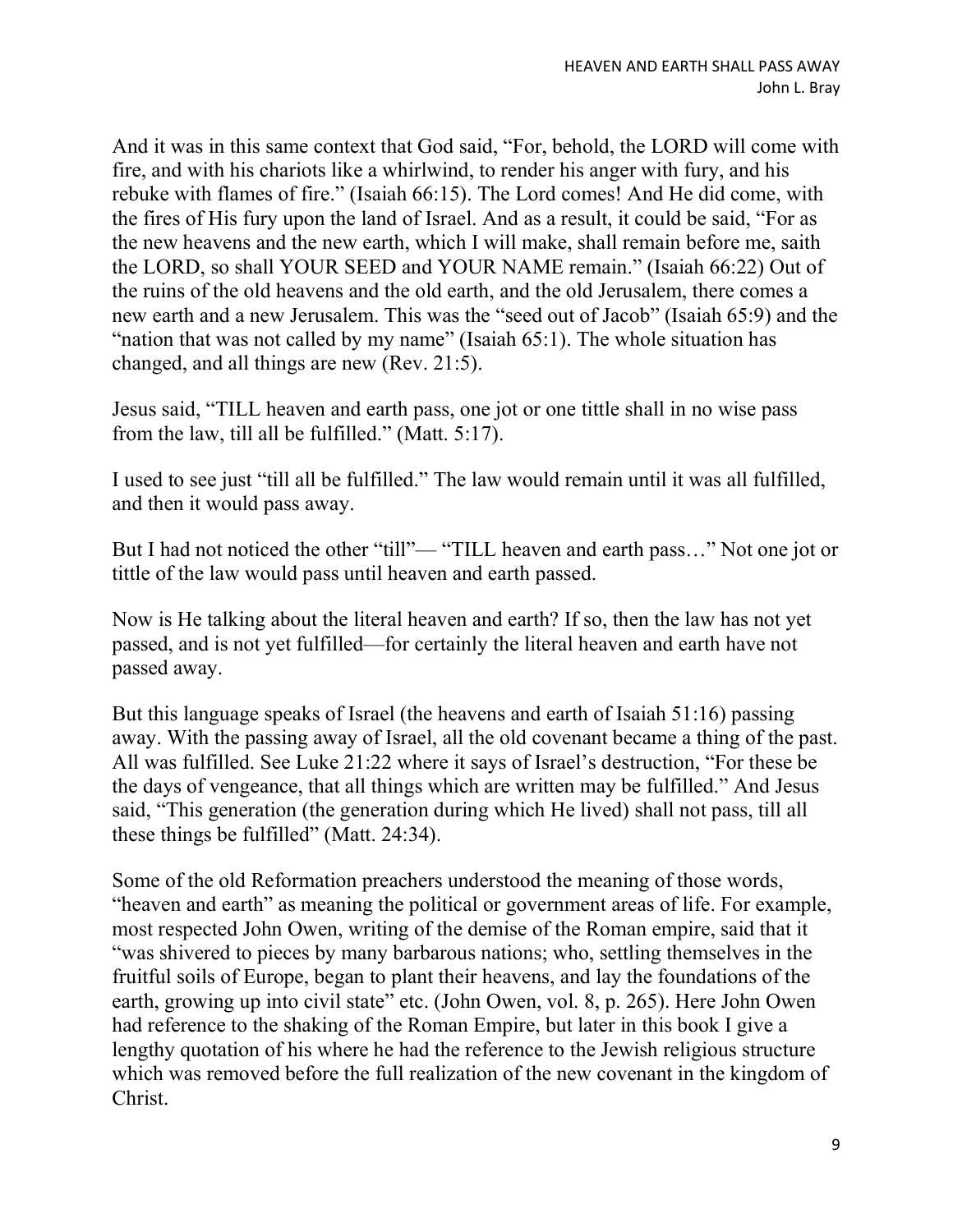And it was in this same context that God said, "For, behold, the LORD will come with fire, and with his chariots like a whirlwind, to render his anger with fury, and his rebuke with flames of fire." (Isaiah 66:15). The Lord comes! And He did come, with the fires of His fury upon the land of Israel. And as a result, it could be said, "For as the new heavens and the new earth, which I will make, shall remain before me, saith the LORD, so shall YOUR SEED and YOUR NAME remain." (Isaiah 66:22) Out of the ruins of the old heavens and the old earth, and the old Jerusalem, there comes a new earth and a new Jerusalem. This was the "seed out of Jacob" (Isaiah 65:9) and the "nation that was not called by my name" (Isaiah 65:1). The whole situation has changed, and all things are new (Rev. 21:5).

Jesus said, "TILL heaven and earth pass, one jot or one tittle shall in no wise pass from the law, till all be fulfilled." (Matt. 5:17).

I used to see just "till all be fulfilled." The law would remain until it was all fulfilled, and then it would pass away.

But I had not noticed the other "till"— "TILL heaven and earth pass…" Not one jot or tittle of the law would pass until heaven and earth passed.

Now is He talking about the literal heaven and earth? If so, then the law has not yet passed, and is not yet fulfilled—for certainly the literal heaven and earth have not passed away.

But this language speaks of Israel (the heavens and earth of Isaiah 51:16) passing away. With the passing away of Israel, all the old covenant became a thing of the past. All was fulfilled. See Luke 21:22 where it says of Israel's destruction, "For these be the days of vengeance, that all things which are written may be fulfilled." And Jesus said, "This generation (the generation during which He lived) shall not pass, till all these things be fulfilled" (Matt. 24:34).

Some of the old Reformation preachers understood the meaning of those words, "heaven and earth" as meaning the political or government areas of life. For example, most respected John Owen, writing of the demise of the Roman empire, said that it "was shivered to pieces by many barbarous nations; who, settling themselves in the fruitful soils of Europe, began to plant their heavens, and lay the foundations of the earth, growing up into civil state" etc. (John Owen, vol. 8, p. 265). Here John Owen had reference to the shaking of the Roman Empire, but later in this book I give a lengthy quotation of his where he had the reference to the Jewish religious structure which was removed before the full realization of the new covenant in the kingdom of Christ.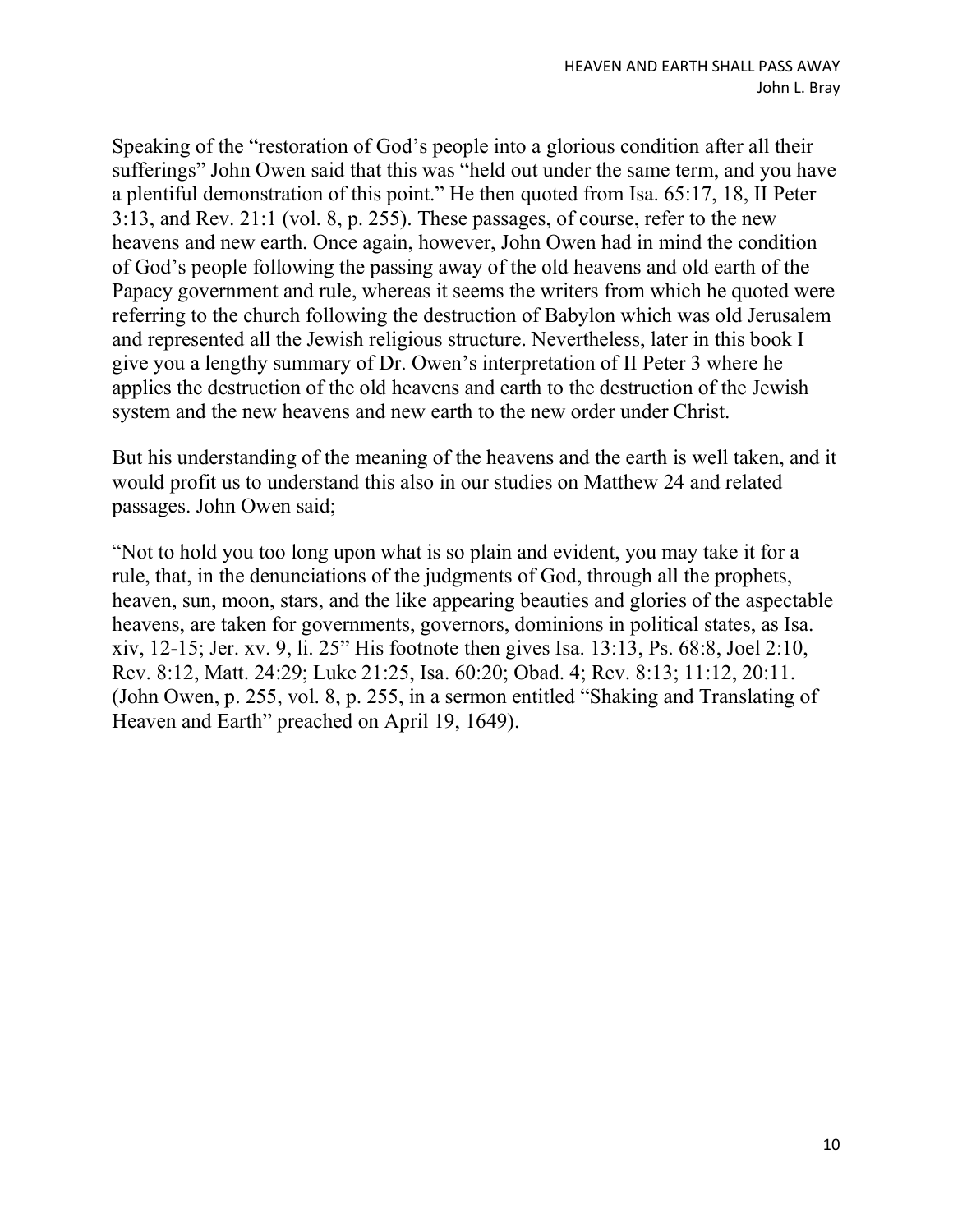Speaking of the "restoration of God's people into a glorious condition after all their sufferings" John Owen said that this was "held out under the same term, and you have a plentiful demonstration of this point." He then quoted from Isa. 65:17, 18, II Peter 3:13, and Rev. 21:1 (vol. 8, p. 255). These passages, of course, refer to the new heavens and new earth. Once again, however, John Owen had in mind the condition of God's people following the passing away of the old heavens and old earth of the Papacy government and rule, whereas it seems the writers from which he quoted were referring to the church following the destruction of Babylon which was old Jerusalem and represented all the Jewish religious structure. Nevertheless, later in this book I give you a lengthy summary of Dr. Owen's interpretation of II Peter 3 where he applies the destruction of the old heavens and earth to the destruction of the Jewish system and the new heavens and new earth to the new order under Christ.

But his understanding of the meaning of the heavens and the earth is well taken, and it would profit us to understand this also in our studies on Matthew 24 and related passages. John Owen said;

"Not to hold you too long upon what is so plain and evident, you may take it for a rule, that, in the denunciations of the judgments of God, through all the prophets, heaven, sun, moon, stars, and the like appearing beauties and glories of the aspectable heavens, are taken for governments, governors, dominions in political states, as Isa. xiv, 12-15; Jer. xv. 9, li. 25" His footnote then gives Isa. 13:13, Ps. 68:8, Joel 2:10, Rev. 8:12, Matt. 24:29; Luke 21:25, Isa. 60:20; Obad. 4; Rev. 8:13; 11:12, 20:11. (John Owen, p. 255, vol. 8, p. 255, in a sermon entitled "Shaking and Translating of Heaven and Earth" preached on April 19, 1649).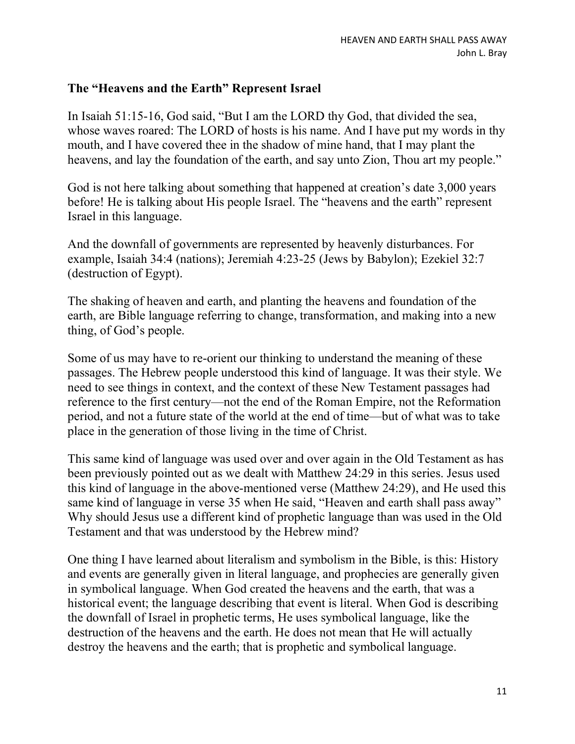## The "Heavens and the Earth" Represent Israel

In Isaiah 51:15-16, God said, "But I am the LORD thy God, that divided the sea, whose waves roared: The LORD of hosts is his name. And I have put my words in thy mouth, and I have covered thee in the shadow of mine hand, that I may plant the heavens, and lay the foundation of the earth, and say unto Zion, Thou art my people."

God is not here talking about something that happened at creation's date 3,000 years before! He is talking about His people Israel. The "heavens and the earth" represent Israel in this language.

And the downfall of governments are represented by heavenly disturbances. For example, Isaiah 34:4 (nations); Jeremiah 4:23-25 (Jews by Babylon); Ezekiel 32:7 (destruction of Egypt).

The shaking of heaven and earth, and planting the heavens and foundation of the earth, are Bible language referring to change, transformation, and making into a new thing, of God's people.

Some of us may have to re-orient our thinking to understand the meaning of these passages. The Hebrew people understood this kind of language. It was their style. We need to see things in context, and the context of these New Testament passages had reference to the first century—not the end of the Roman Empire, not the Reformation period, and not a future state of the world at the end of time—but of what was to take place in the generation of those living in the time of Christ.

This same kind of language was used over and over again in the Old Testament as has been previously pointed out as we dealt with Matthew 24:29 in this series. Jesus used this kind of language in the above-mentioned verse (Matthew 24:29), and He used this same kind of language in verse 35 when He said, "Heaven and earth shall pass away" Why should Jesus use a different kind of prophetic language than was used in the Old Testament and that was understood by the Hebrew mind?

One thing I have learned about literalism and symbolism in the Bible, is this: History and events are generally given in literal language, and prophecies are generally given in symbolical language. When God created the heavens and the earth, that was a historical event; the language describing that event is literal. When God is describing the downfall of Israel in prophetic terms, He uses symbolical language, like the destruction of the heavens and the earth. He does not mean that He will actually destroy the heavens and the earth; that is prophetic and symbolical language.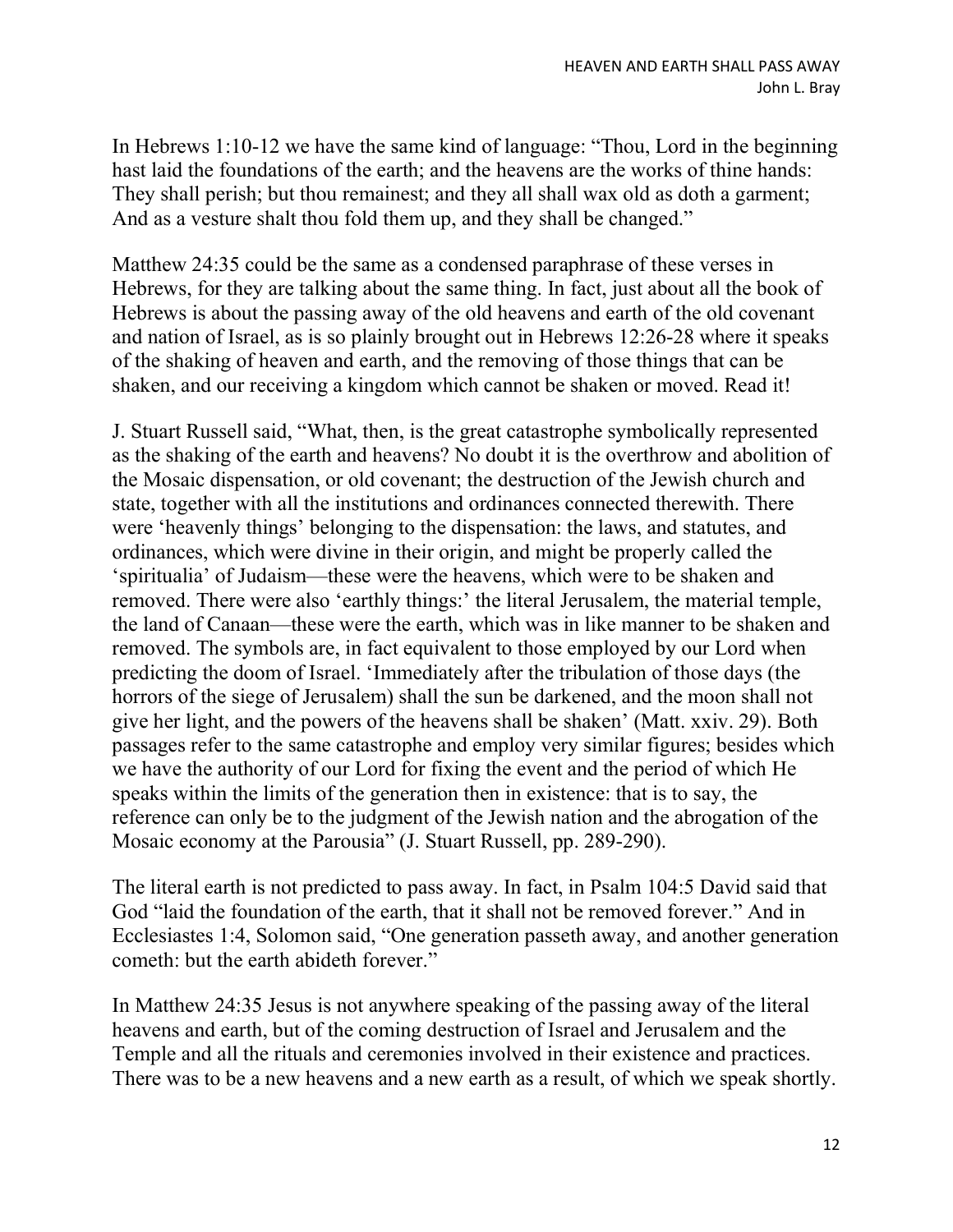In Hebrews 1:10-12 we have the same kind of language: "Thou, Lord in the beginning hast laid the foundations of the earth; and the heavens are the works of thine hands: They shall perish; but thou remainest; and they all shall wax old as doth a garment; And as a vesture shalt thou fold them up, and they shall be changed."

Matthew 24:35 could be the same as a condensed paraphrase of these verses in Hebrews, for they are talking about the same thing. In fact, just about all the book of Hebrews is about the passing away of the old heavens and earth of the old covenant and nation of Israel, as is so plainly brought out in Hebrews 12:26-28 where it speaks of the shaking of heaven and earth, and the removing of those things that can be shaken, and our receiving a kingdom which cannot be shaken or moved. Read it!

J. Stuart Russell said, "What, then, is the great catastrophe symbolically represented as the shaking of the earth and heavens? No doubt it is the overthrow and abolition of the Mosaic dispensation, or old covenant; the destruction of the Jewish church and state, together with all the institutions and ordinances connected therewith. There were 'heavenly things' belonging to the dispensation: the laws, and statutes, and ordinances, which were divine in their origin, and might be properly called the 'spiritualia' of Judaism—these were the heavens, which were to be shaken and removed. There were also 'earthly things:' the literal Jerusalem, the material temple, the land of Canaan—these were the earth, which was in like manner to be shaken and removed. The symbols are, in fact equivalent to those employed by our Lord when predicting the doom of Israel. 'Immediately after the tribulation of those days (the horrors of the siege of Jerusalem) shall the sun be darkened, and the moon shall not give her light, and the powers of the heavens shall be shaken' (Matt. xxiv. 29). Both passages refer to the same catastrophe and employ very similar figures; besides which we have the authority of our Lord for fixing the event and the period of which He speaks within the limits of the generation then in existence: that is to say, the reference can only be to the judgment of the Jewish nation and the abrogation of the Mosaic economy at the Parousia" (J. Stuart Russell, pp. 289-290).

The literal earth is not predicted to pass away. In fact, in Psalm 104:5 David said that God "laid the foundation of the earth, that it shall not be removed forever." And in Ecclesiastes 1:4, Solomon said, "One generation passeth away, and another generation cometh: but the earth abideth forever."

In Matthew 24:35 Jesus is not anywhere speaking of the passing away of the literal heavens and earth, but of the coming destruction of Israel and Jerusalem and the Temple and all the rituals and ceremonies involved in their existence and practices. There was to be a new heavens and a new earth as a result, of which we speak shortly.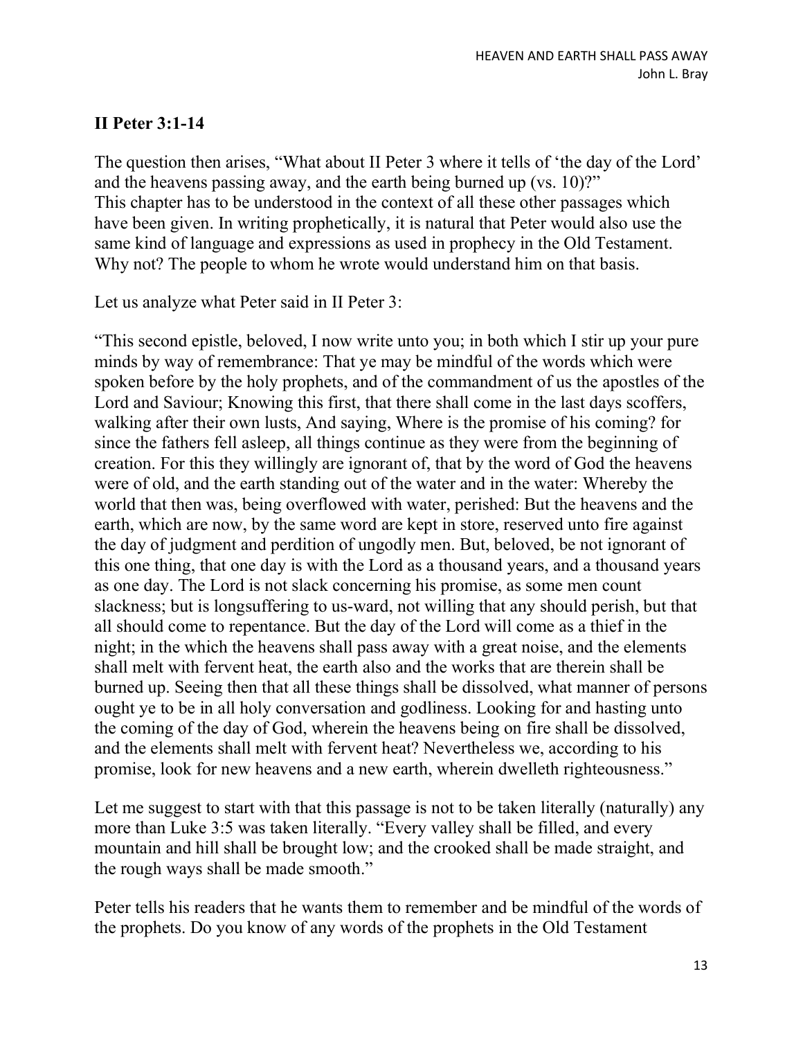## II Peter 3:1-14

The question then arises, "What about II Peter 3 where it tells of 'the day of the Lord' and the heavens passing away, and the earth being burned up (vs. 10)?" This chapter has to be understood in the context of all these other passages which have been given. In writing prophetically, it is natural that Peter would also use the same kind of language and expressions as used in prophecy in the Old Testament. Why not? The people to whom he wrote would understand him on that basis.

Let us analyze what Peter said in II Peter 3:

"This second epistle, beloved, I now write unto you; in both which I stir up your pure minds by way of remembrance: That ye may be mindful of the words which were spoken before by the holy prophets, and of the commandment of us the apostles of the Lord and Saviour; Knowing this first, that there shall come in the last days scoffers, walking after their own lusts, And saying, Where is the promise of his coming? for since the fathers fell asleep, all things continue as they were from the beginning of creation. For this they willingly are ignorant of, that by the word of God the heavens were of old, and the earth standing out of the water and in the water: Whereby the world that then was, being overflowed with water, perished: But the heavens and the earth, which are now, by the same word are kept in store, reserved unto fire against the day of judgment and perdition of ungodly men. But, beloved, be not ignorant of this one thing, that one day is with the Lord as a thousand years, and a thousand years as one day. The Lord is not slack concerning his promise, as some men count slackness; but is longsuffering to us-ward, not willing that any should perish, but that all should come to repentance. But the day of the Lord will come as a thief in the night; in the which the heavens shall pass away with a great noise, and the elements shall melt with fervent heat, the earth also and the works that are therein shall be burned up. Seeing then that all these things shall be dissolved, what manner of persons ought ye to be in all holy conversation and godliness. Looking for and hasting unto the coming of the day of God, wherein the heavens being on fire shall be dissolved, and the elements shall melt with fervent heat? Nevertheless we, according to his promise, look for new heavens and a new earth, wherein dwelleth righteousness."

Let me suggest to start with that this passage is not to be taken literally (naturally) any more than Luke 3:5 was taken literally. "Every valley shall be filled, and every mountain and hill shall be brought low; and the crooked shall be made straight, and the rough ways shall be made smooth."

Peter tells his readers that he wants them to remember and be mindful of the words of the prophets. Do you know of any words of the prophets in the Old Testament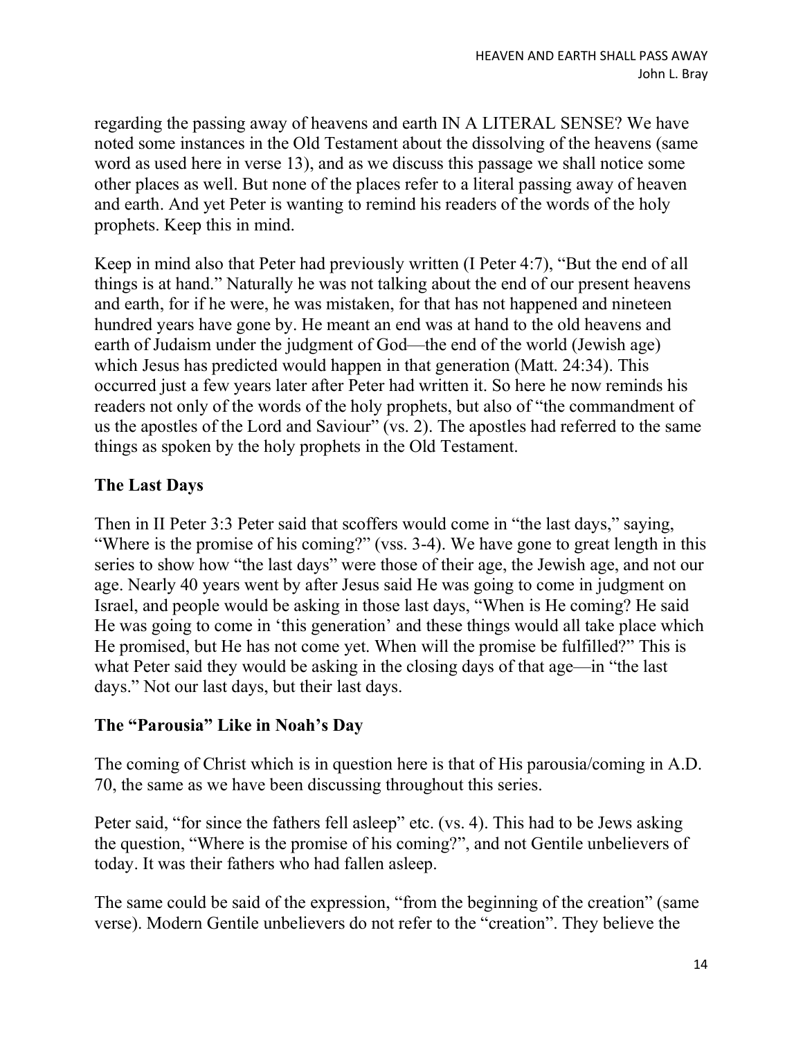regarding the passing away of heavens and earth IN A LITERAL SENSE? We have noted some instances in the Old Testament about the dissolving of the heavens (same word as used here in verse 13), and as we discuss this passage we shall notice some other places as well. But none of the places refer to a literal passing away of heaven and earth. And yet Peter is wanting to remind his readers of the words of the holy prophets. Keep this in mind.

Keep in mind also that Peter had previously written (I Peter 4:7), "But the end of all things is at hand." Naturally he was not talking about the end of our present heavens and earth, for if he were, he was mistaken, for that has not happened and nineteen hundred years have gone by. He meant an end was at hand to the old heavens and earth of Judaism under the judgment of God—the end of the world (Jewish age) which Jesus has predicted would happen in that generation (Matt. 24:34). This occurred just a few years later after Peter had written it. So here he now reminds his readers not only of the words of the holy prophets, but also of "the commandment of us the apostles of the Lord and Saviour" (vs. 2). The apostles had referred to the same things as spoken by the holy prophets in the Old Testament.

**The Last Days**

Then in II Peter 3:3 Peter said that scoffers would come in "the last days," saying, "Where is the promise of his coming?" (vss. 3-4). We have gone to great length in this series to show how "the last days" were those of their age, the Jewish age, and not our age. Nearly 40 years went by after Jesus said He was going to come in judgment on Israel, and people would be asking in those last days, "When is He coming? He said He was going to come in 'this generation' and these things would all take place which He promised, but He has not come yet. When will the promise be fulfilled?" This is what Peter said they would be asking in the closing days of that age—in "the last days." Not our last days, but their last days.

**The "Parousia" Like in Noah's Day**

The coming of Christ which is in question here is that of His parousia/coming in A.D. 70, the same as we have been discussing throughout this series.

Peter said, "for since the fathers fell asleep" etc. (vs. 4). This had to be Jews asking the question, "Where is the promise of his coming?", and not Gentile unbelievers of today. It was their fathers who had fallen asleep.

The same could be said of the expression, "from the beginning of the creation" (same verse). Modern Gentile unbelievers do not refer to the "creation". They believe the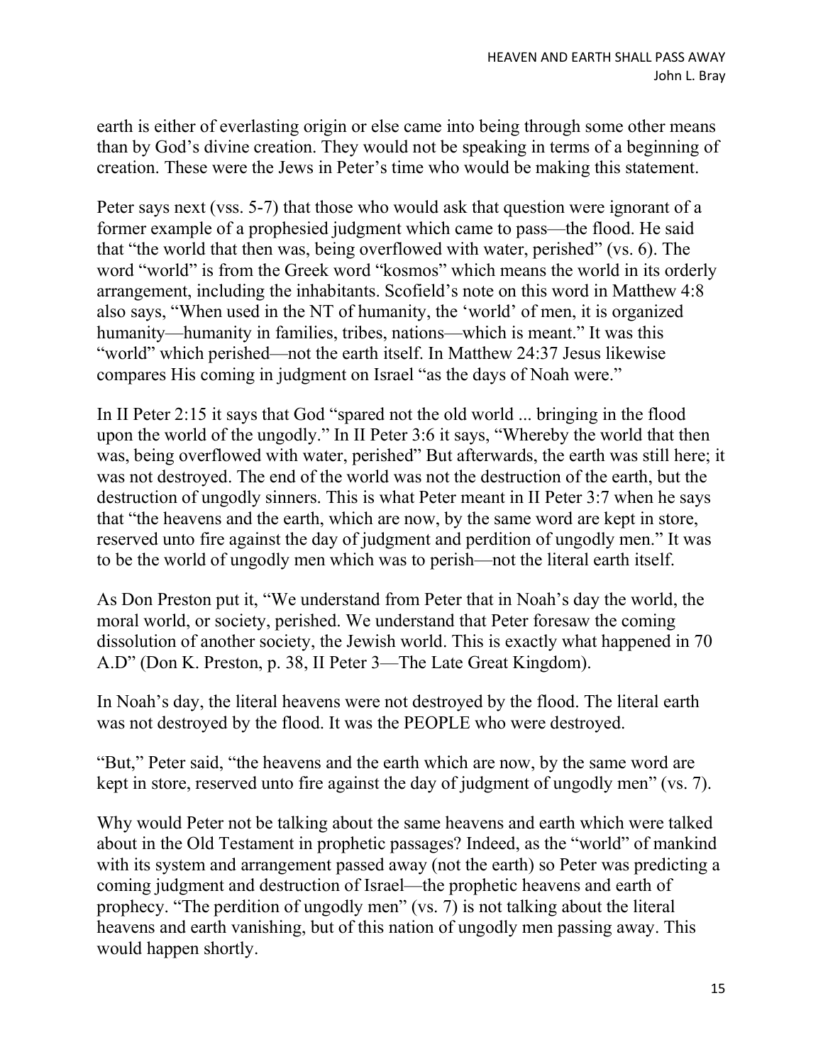earth is either of everlasting origin or else came into being through some other means than by God's divine creation. They would not be speaking in terms of a beginning of creation. These were the Jews in Peter's time who would be making this statement.

Peter says next (vss. 5-7) that those who would ask that question were ignorant of a former example of a prophesied judgment which came to pass—the flood. He said that "the world that then was, being overflowed with water, perished" (vs. 6). The word "world" is from the Greek word "kosmos" which means the world in its orderly arrangement, including the inhabitants. Scofield's note on this word in Matthew 4:8 also says, "When used in the NT of humanity, the 'world' of men, it is organized humanity—humanity in families, tribes, nations—which is meant." It was this "world" which perished—not the earth itself. In Matthew 24:37 Jesus likewise compares His coming in judgment on Israel "as the days of Noah were."

In II Peter 2:15 it says that God "spared not the old world ... bringing in the flood upon the world of the ungodly." In II Peter 3:6 it says, "Whereby the world that then was, being overflowed with water, perished" But afterwards, the earth was still here; it was not destroyed. The end of the world was not the destruction of the earth, but the destruction of ungodly sinners. This is what Peter meant in II Peter 3:7 when he says that "the heavens and the earth, which are now, by the same word are kept in store, reserved unto fire against the day of judgment and perdition of ungodly men." It was to be the world of ungodly men which was to perish—not the literal earth itself.

As Don Preston put it, "We understand from Peter that in Noah's day the world, the moral world, or society, perished. We understand that Peter foresaw the coming dissolution of another society, the Jewish world. This is exactly what happened in 70 A.D" (Don K. Preston, p. 38, II Peter 3—The Late Great Kingdom).

In Noah's day, the literal heavens were not destroyed by the flood. The literal earth was not destroyed by the flood. It was the PEOPLE who were destroyed.

"But," Peter said, "the heavens and the earth which are now, by the same word are kept in store, reserved unto fire against the day of judgment of ungodly men" (vs. 7).

Why would Peter not be talking about the same heavens and earth which were talked about in the Old Testament in prophetic passages? Indeed, as the "world" of mankind with its system and arrangement passed away (not the earth) so Peter was predicting a coming judgment and destruction of Israel—the prophetic heavens and earth of prophecy. "The perdition of ungodly men" (vs. 7) is not talking about the literal heavens and earth vanishing, but of this nation of ungodly men passing away. This would happen shortly.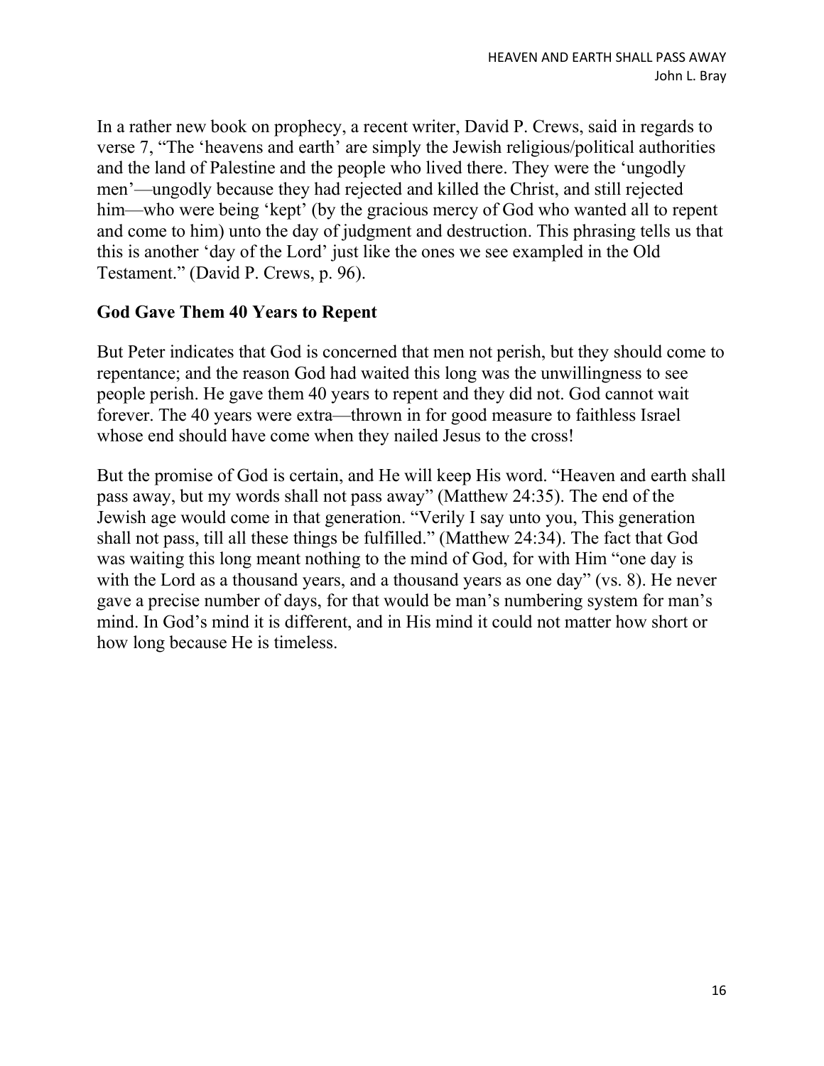In a rather new book on prophecy, a recent writer, David P. Crews, said in regards to verse 7, “The ‘heavens and earth’ are simply the Jewish religious/political authorities and the land of Palestine and the people who lived there. They were the ‘ungodly men’—ungodly because they had rejected and killed the Christ, and still rejected him—who were being ‘kept’ (by the gracious mercy of God who wanted all to repent and come to him) unto the day of judgment and destruction. This phrasing tells us that this is another ‘day of the Lord’ just like the ones we see exampled in the Old Testament.” (David P. Crews, p. 96).

## God Gave Them 40 Years to Repent

But Peter indicates that God is concerned that men not perish, but they should come to repentance; and the reason God had waited this long was the unwillingness to see people perish. He gave them 40 years to repent and they did not. God cannot wait forever. The 40 years were extra—thrown in for good measure to faithless Israel whose end should have come when they nailed Jesus to the cross!

But the promise of God is certain, and He will keep His word. “Heaven and earth shall pass away, but my words shall not pass away” (Matthew 24:35). The end of the Jewish age would come in that generation. “Verily I say unto you, This generation shall not pass, till all these things be fulfilled.” (Matthew 24:34). The fact that God was waiting this long meant nothing to the mind of God, for with Him “one day is with the Lord as a thousand years, and a thousand years as one day” (vs. 8). He never gave a precise number of days, for that would be man’s numbering system for man’s mind. In God’s mind it is different, and in His mind it could not matter how short or how long because He is timeless.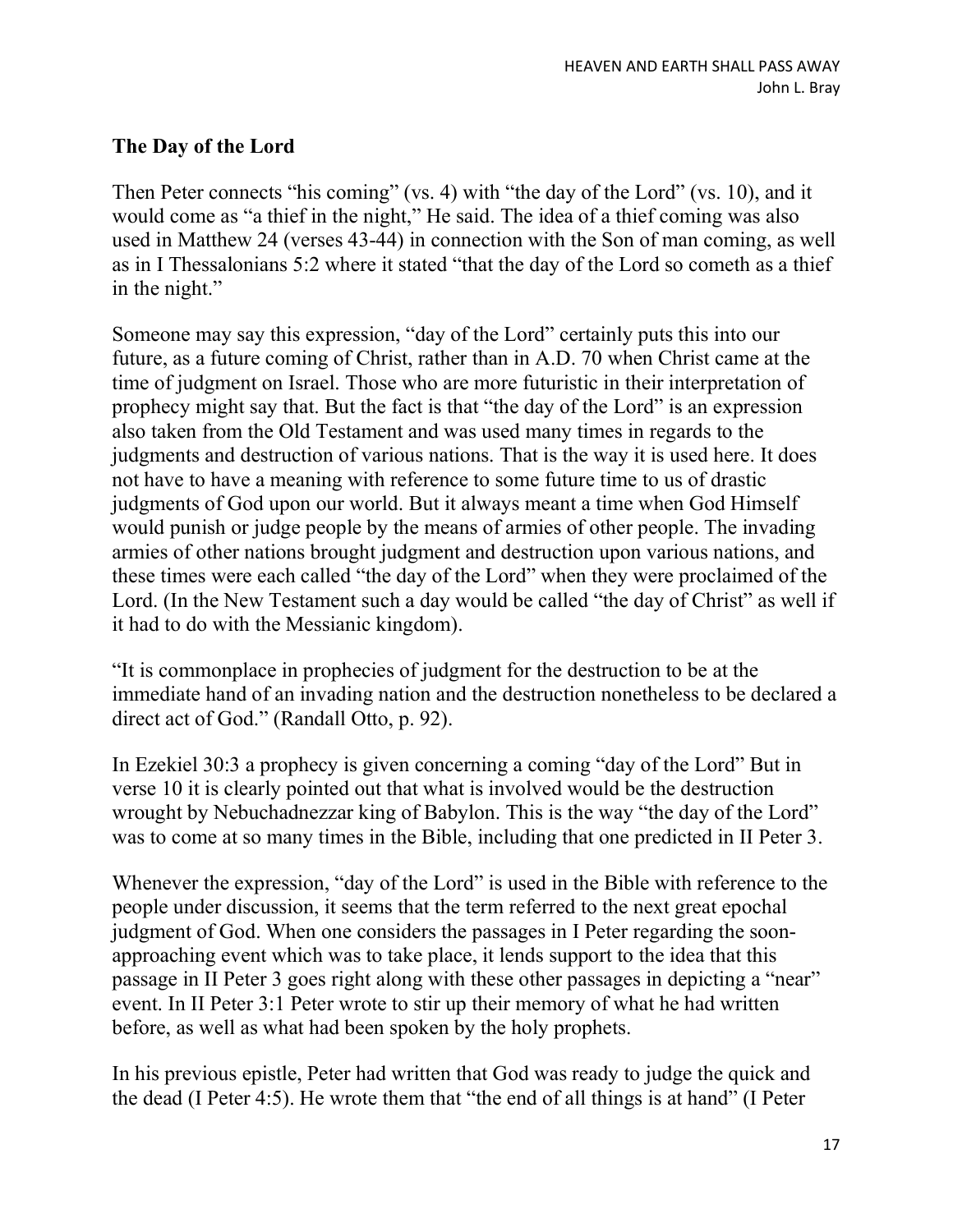## The Day of the Lord

Then Peter connects "his coming" (vs. 4) with "the day of the Lord" (vs. 10), and it would come as "a thief in the night," He said. The idea of a thief coming was also used in Matthew 24 (verses 43-44) in connection with the Son of man coming, as well as in I Thessalonians 5:2 where it stated "that the day of the Lord so cometh as a thief in the night."

Someone may say this expression, "day of the Lord" certainly puts this into our future, as a future coming of Christ, rather than in A.D. 70 when Christ came at the time of judgment on Israel. Those who are more futuristic in their interpretation of prophecy might say that. But the fact is that "the day of the Lord" is an expression also taken from the Old Testament and was used many times in regards to the judgments and destruction of various nations. That is the way it is used here. It does not have to have a meaning with reference to some future time to us of drastic judgments of God upon our world. But it always meant a time when God Himself would punish or judge people by the means of armies of other people. The invading armies of other nations brought judgment and destruction upon various nations, and these times were each called "the day of the Lord" when they were proclaimed of the Lord. (In the New Testament such a day would be called "the day of Christ" as well if it had to do with the Messianic kingdom).

"It is commonplace in prophecies of judgment for the destruction to be at the immediate hand of an invading nation and the destruction nonetheless to be declared a direct act of God." (Randall Otto, p. 92).

In Ezekiel 30:3 a prophecy is given concerning a coming "day of the Lord" But in verse 10 it is clearly pointed out that what is involved would be the destruction wrought by Nebuchadnezzar king of Babylon. This is the way "the day of the Lord" was to come at so many times in the Bible, including that one predicted in II Peter 3.

Whenever the expression, "day of the Lord" is used in the Bible with reference to the people under discussion, it seems that the term referred to the next great epochal judgment of God. When one considers the passages in I Peter regarding the soon-approaching event which was to take place, it lends support to the idea that this passage in II Peter 3 goes right along with these other passages in depicting a "near" event. In II Peter 3:1 Peter wrote to stir up their memory of what he had written before, as well as what had been spoken by the holy prophets.

In his previous epistle, Peter had written that God was ready to judge the quick and the dead (I Peter 4:5). He wrote them that "the end of all things is at hand" (I Peter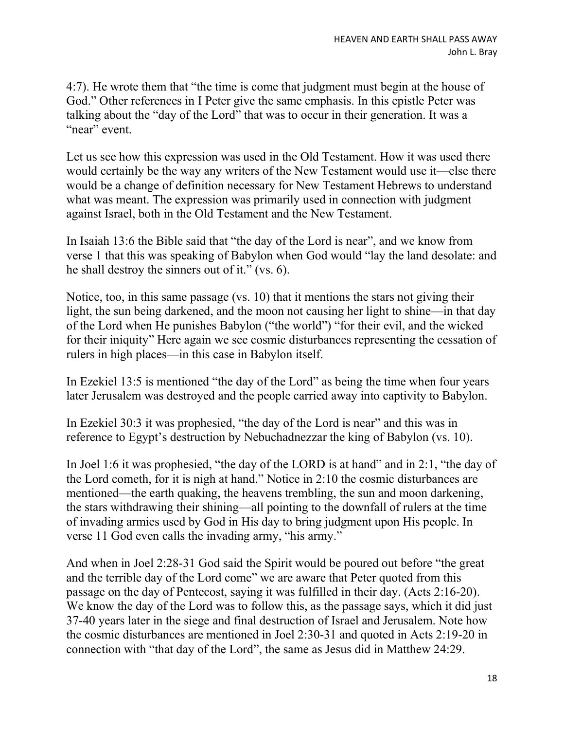4:7). He wrote them that "the time is come that judgment must begin at the house of God." Other references in I Peter give the same emphasis. In this epistle Peter was talking about the "day of the Lord" that was to occur in their generation. It was a "near" event.

Let us see how this expression was used in the Old Testament. How it was used there would certainly be the way any writers of the New Testament would use it—else there would be a change of definition necessary for New Testament Hebrews to understand what was meant. The expression was primarily used in connection with judgment against Israel, both in the Old Testament and the New Testament.

In Isaiah 13:6 the Bible said that "the day of the Lord is near", and we know from verse 1 that this was speaking of Babylon when God would "lay the land desolate: and he shall destroy the sinners out of it." (vs. 6).

Notice, too, in this same passage (vs. 10) that it mentions the stars not giving their light, the sun being darkened, and the moon not causing her light to shine—in that day of the Lord when He punishes Babylon ("the world") "for their evil, and the wicked for their iniquity" Here again we see cosmic disturbances representing the cessation of rulers in high places—in this case in Babylon itself.

In Ezekiel 13:5 is mentioned "the day of the Lord" as being the time when four years later Jerusalem was destroyed and the people carried away into captivity to Babylon.

In Ezekiel 30:3 it was prophesied, "the day of the Lord is near" and this was in reference to Egypt's destruction by Nebuchadnezzar the king of Babylon (vs. 10).

In Joel 1:6 it was prophesied, "the day of the LORD is at hand" and in 2:1, "the day of the Lord cometh, for it is nigh at hand." Notice in 2:10 the cosmic disturbances are mentioned—the earth quaking, the heavens trembling, the sun and moon darkening, the stars withdrawing their shining—all pointing to the downfall of rulers at the time of invading armies used by God in His day to bring judgment upon His people. In verse 11 God even calls the invading army, "his army."

And when in Joel 2:28-31 God said the Spirit would be poured out before "the great and the terrible day of the Lord come" we are aware that Peter quoted from this passage on the day of Pentecost, saying it was fulfilled in their day. (Acts 2:16-20). We know the day of the Lord was to follow this, as the passage says, which it did just 37-40 years later in the siege and final destruction of Israel and Jerusalem. Note how the cosmic disturbances are mentioned in Joel 2:30-31 and quoted in Acts 2:19-20 in connection with "that day of the Lord", the same as Jesus did in Matthew 24:29.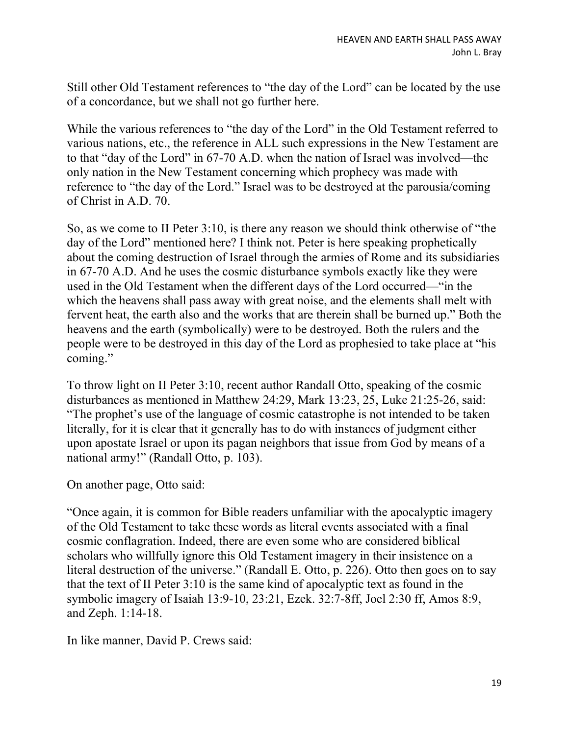Still other Old Testament references to "the day of the Lord" can be located by the use of a concordance, but we shall not go further here.

While the various references to "the day of the Lord" in the Old Testament referred to various nations, etc., the reference in ALL such expressions in the New Testament are to that "day of the Lord" in 67-70 A.D. when the nation of Israel was involved—the only nation in the New Testament concerning which prophecy was made with reference to "the day of the Lord." Israel was to be destroyed at the parousia/coming of Christ in A.D. 70.

So, as we come to II Peter 3:10, is there any reason we should think otherwise of "the day of the Lord" mentioned here? I think not. Peter is here speaking prophetically about the coming destruction of Israel through the armies of Rome and its subsidiaries in 67-70 A.D. And he uses the cosmic disturbance symbols exactly like they were used in the Old Testament when the different days of the Lord occurred—"in the which the heavens shall pass away with great noise, and the elements shall melt with fervent heat, the earth also and the works that are therein shall be burned up." Both the heavens and the earth (symbolically) were to be destroyed. Both the rulers and the people were to be destroyed in this day of the Lord as prophesied to take place at "his coming."

To throw light on II Peter 3:10, recent author Randall Otto, speaking of the cosmic disturbances as mentioned in Matthew 24:29, Mark 13:23, 25, Luke 21:25-26, said: "The prophet's use of the language of cosmic catastrophe is not intended to be taken literally, for it is clear that it generally has to do with instances of judgment either upon apostate Israel or upon its pagan neighbors that issue from God by means of a national army!" (Randall Otto, p. 103).

On another page, Otto said:

"Once again, it is common for Bible readers unfamiliar with the apocalyptic imagery of the Old Testament to take these words as literal events associated with a final cosmic conflagration. Indeed, there are even some who are considered biblical scholars who willfully ignore this Old Testament imagery in their insistence on a literal destruction of the universe." (Randall E. Otto, p. 226). Otto then goes on to say that the text of II Peter 3:10 is the same kind of apocalyptic text as found in the symbolic imagery of Isaiah 13:9-10, 23:21, Ezek. 32:7-8ff, Joel 2:30 ff, Amos 8:9, and Zeph. 1:14-18.

In like manner, David P. Crews said: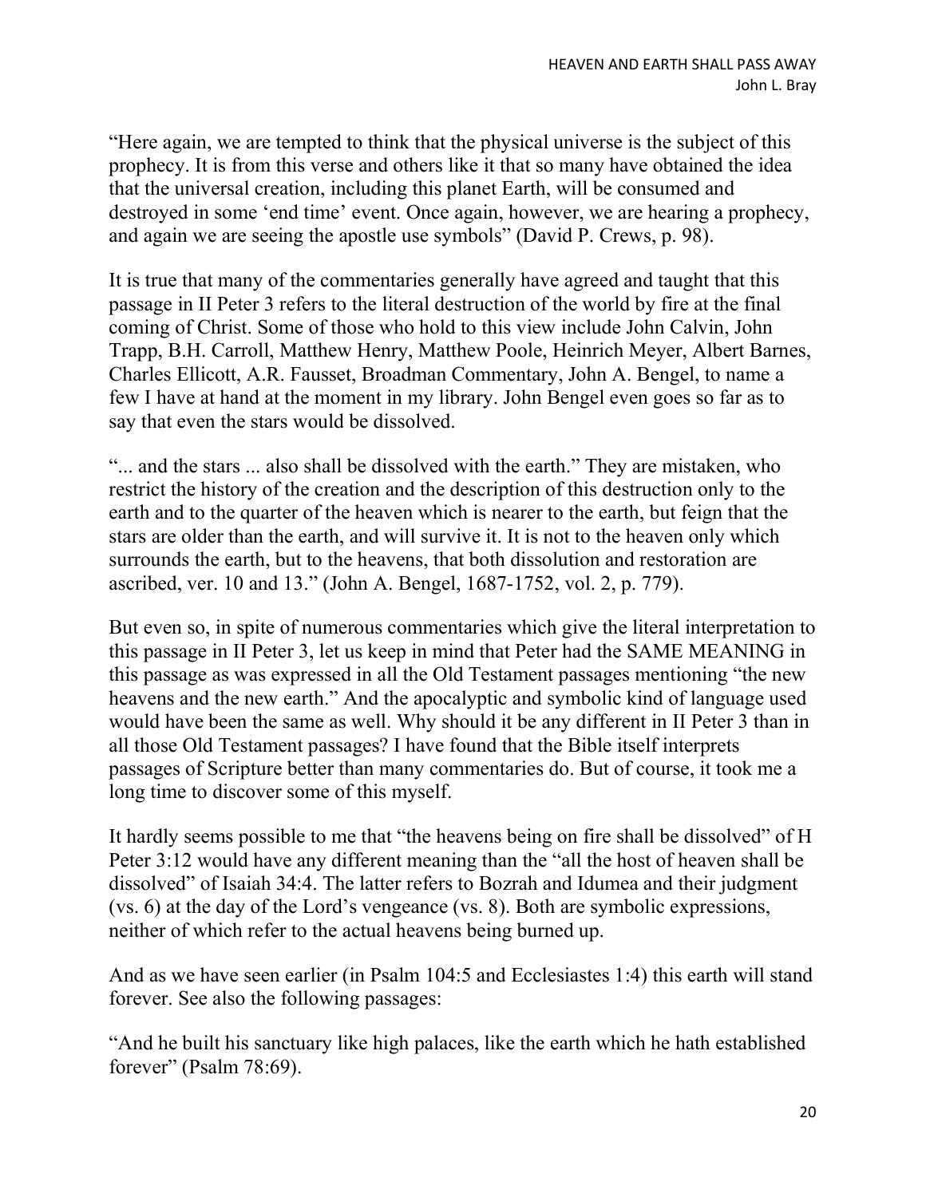"Here again, we are tempted to think that the physical universe is the subject of this prophecy. It is from this verse and others like it that so many have obtained the idea that the universal creation, including this planet Earth, will be consumed and destroyed in some 'end time' event. Once again, however, we are hearing a prophecy, and again we are seeing the apostle use symbols" (David P. Crews, p. 98).

It is true that many of the commentaries generally have agreed and taught that this passage in II Peter 3 refers to the literal destruction of the world by fire at the final coming of Christ. Some of those who hold to this view include John Calvin, John Trapp, B.H. Carroll, Matthew Henry, Matthew Poole, Heinrich Meyer, Albert Barnes, Charles Ellicott, A.R. Fausset, Broadman Commentary, John A. Bengel, to name a few I have at hand at the moment in my library. John Bengel even goes so far as to say that even the stars would be dissolved.

"... and the stars ... also shall be dissolved with the earth." They are mistaken, who restrict the history of the creation and the description of this destruction only to the earth and to the quarter of the heaven which is nearer to the earth, but feign that the stars are older than the earth, and will survive it. It is not to the heaven only which surrounds the earth, but to the heavens, that both dissolution and restoration are ascribed, ver. 10 and 13." (John A. Bengel, 1687-1752, vol. 2, p. 779).

But even so, in spite of numerous commentaries which give the literal interpretation to this passage in II Peter 3, let us keep in mind that Peter had the SAME MEANING in this passage as was expressed in all the Old Testament passages mentioning "the new heavens and the new earth." And the apocalyptic and symbolic kind of language used would have been the same as well. Why should it be any different in II Peter 3 than in all those Old Testament passages? I have found that the Bible itself interprets passages of Scripture better than many commentaries do. But of course, it took me a long time to discover some of this myself.

It hardly seems possible to me that "the heavens being on fire shall be dissolved" of H Peter 3:12 would have any different meaning than the "all the host of heaven shall be dissolved" of Isaiah 34:4. The latter refers to Bozrah and Idumea and their judgment (vs. 6) at the day of the Lord's vengeance (vs. 8). Both are symbolic expressions, neither of which refer to the actual heavens being burned up.

And as we have seen earlier (in Psalm 104:5 and Ecclesiastes 1:4) this earth will stand forever. See also the following passages:

"And he built his sanctuary like high palaces, like the earth which he hath established forever" (Psalm 78:69).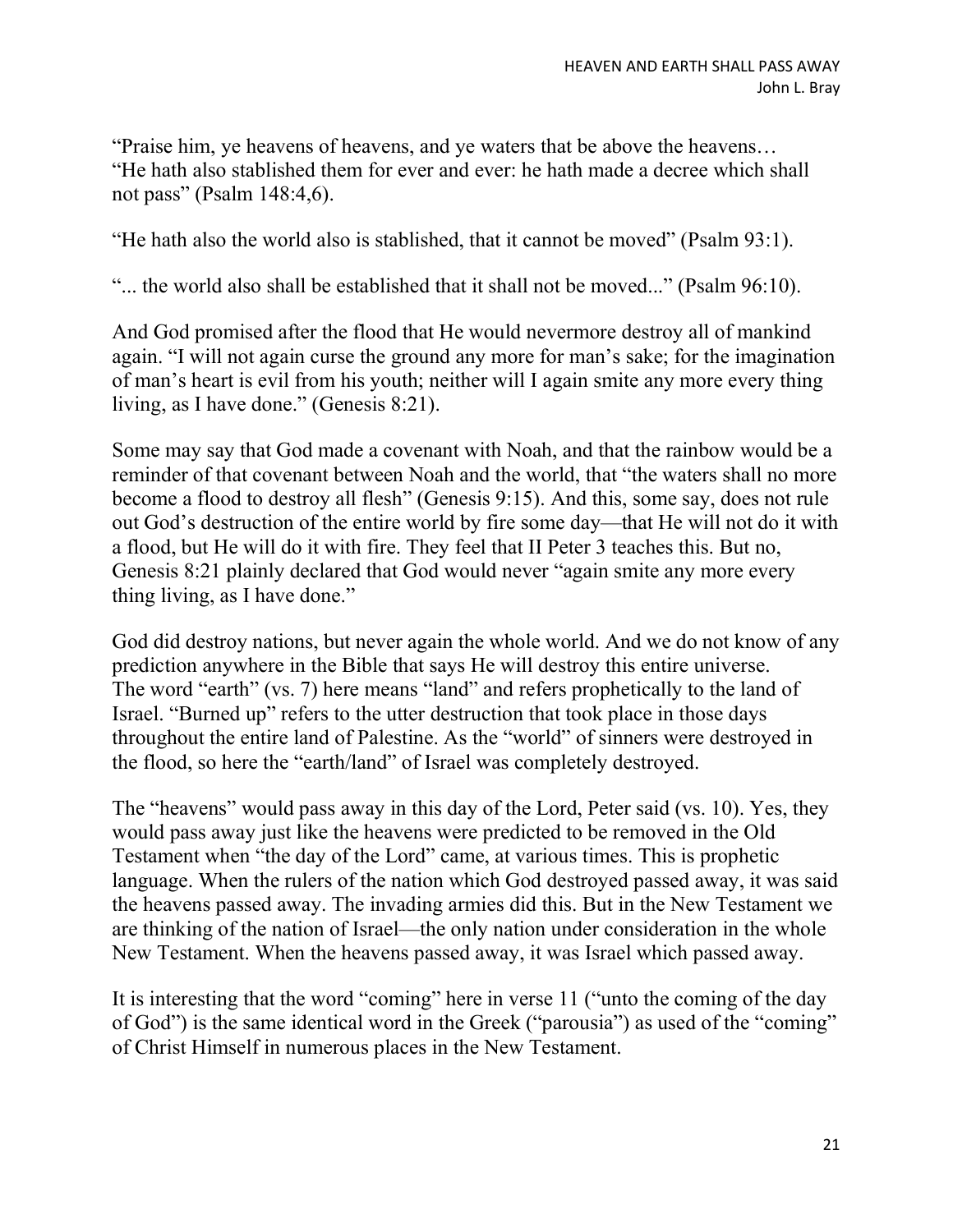"Praise him, ye heavens of heavens, and ye waters that be above the heavens… "He hath also stablished them for ever and ever: he hath made a decree which shall not pass" (Psalm 148:4,6).

"He hath also the world also is stablished, that it cannot be moved" (Psalm 93:1).

"... the world also shall be established that it shall not be moved..." (Psalm 96:10).

And God promised after the flood that He would nevermore destroy all of mankind again. "I will not again curse the ground any more for man's sake; for the imagination of man's heart is evil from his youth; neither will I again smite any more every thing living, as I have done." (Genesis 8:21).

Some may say that God made a covenant with Noah, and that the rainbow would be a reminder of that covenant between Noah and the world, that "the waters shall no more become a flood to destroy all flesh" (Genesis 9:15). And this, some say, does not rule out God's destruction of the entire world by fire some day—that He will not do it with a flood, but He will do it with fire. They feel that II Peter 3 teaches this. But no, Genesis 8:21 plainly declared that God would never "again smite any more every thing living, as I have done."

God did destroy nations, but never again the whole world. And we do not know of any prediction anywhere in the Bible that says He will destroy this entire universe. The word "earth" (vs. 7) here means "land" and refers prophetically to the land of Israel. "Burned up" refers to the utter destruction that took place in those days throughout the entire land of Palestine. As the "world" of sinners were destroyed in the flood, so here the "earth/land" of Israel was completely destroyed.

The "heavens" would pass away in this day of the Lord, Peter said (vs. 10). Yes, they would pass away just like the heavens were predicted to be removed in the Old Testament when "the day of the Lord" came, at various times. This is prophetic language. When the rulers of the nation which God destroyed passed away, it was said the heavens passed away. The invading armies did this. But in the New Testament we are thinking of the nation of Israel—the only nation under consideration in the whole New Testament. When the heavens passed away, it was Israel which passed away.

It is interesting that the word "coming" here in verse 11 ("unto the coming of the day of God") is the same identical word in the Greek ("parousia") as used of the "coming" of Christ Himself in numerous places in the New Testament.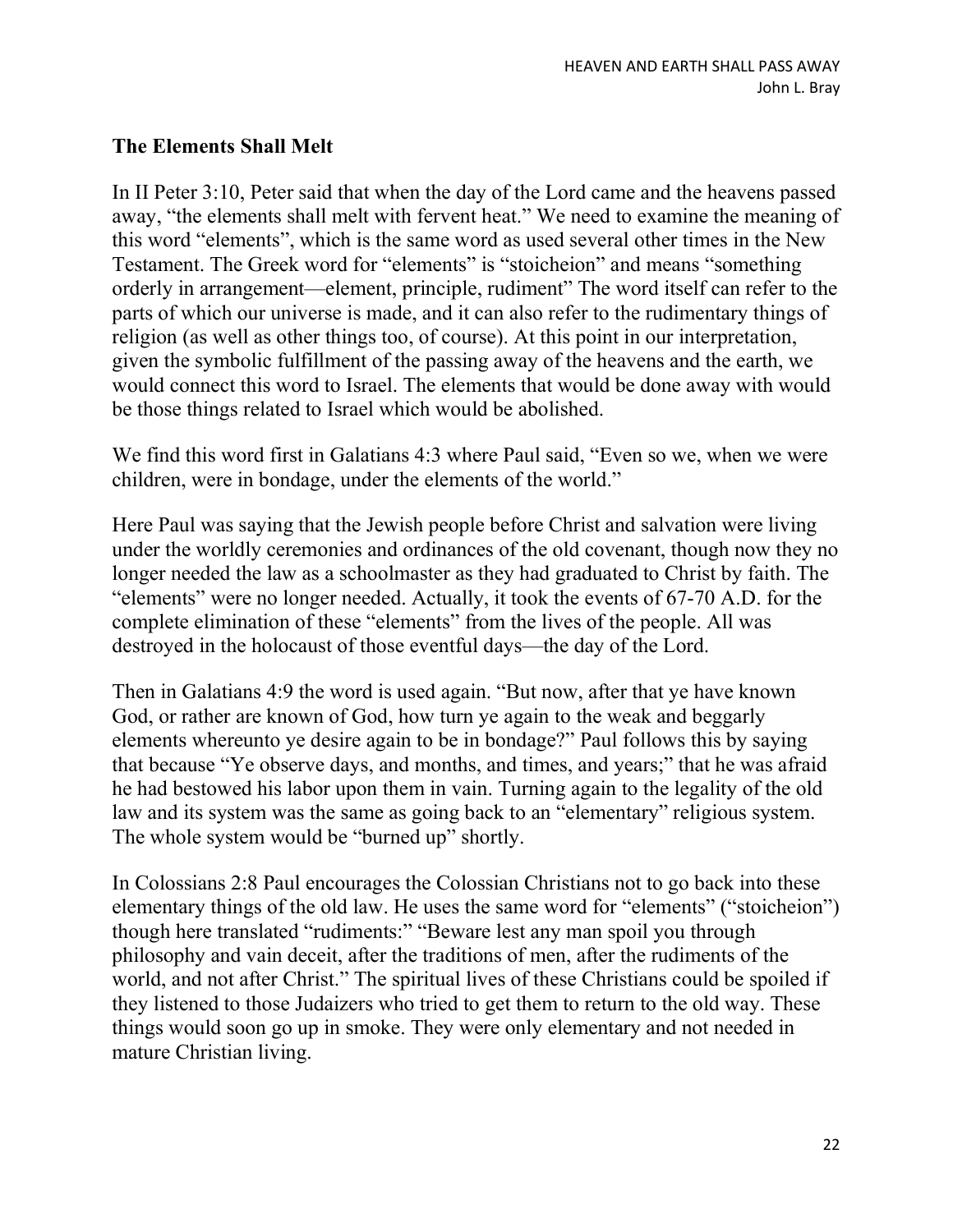## The Elements Shall Melt

In II Peter 3:10, Peter said that when the day of the Lord came and the heavens passed away, "the elements shall melt with fervent heat." We need to examine the meaning of this word "elements", which is the same word as used several other times in the New Testament. The Greek word for "elements" is "stoicheion" and means "something orderly in arrangement—element, principle, rudiment" The word itself can refer to the parts of which our universe is made, and it can also refer to the rudimentary things of religion (as well as other things too, of course). At this point in our interpretation, given the symbolic fulfillment of the passing away of the heavens and the earth, we would connect this word to Israel. The elements that would be done away with would be those things related to Israel which would be abolished.

We find this word first in Galatians 4:3 where Paul said, "Even so we, when we were children, were in bondage, under the elements of the world."

Here Paul was saying that the Jewish people before Christ and salvation were living under the worldly ceremonies and ordinances of the old covenant, though now they no longer needed the law as a schoolmaster as they had graduated to Christ by faith. The "elements" were no longer needed. Actually, it took the events of 67-70 A.D. for the complete elimination of these "elements" from the lives of the people. All was destroyed in the holocaust of those eventful days—the day of the Lord.

Then in Galatians 4:9 the word is used again. "But now, after that ye have known God, or rather are known of God, how turn ye again to the weak and beggarly elements whereunto ye desire again to be in bondage?" Paul follows this by saying that because "Ye observe days, and months, and times, and years;" that he was afraid he had bestowed his labor upon them in vain. Turning again to the legality of the old law and its system was the same as going back to an "elementary" religious system. The whole system would be "burned up" shortly.

In Colossians 2:8 Paul encourages the Colossian Christians not to go back into these elementary things of the old law. He uses the same word for "elements" ("stoicheion") though here translated "rudiments:" "Beware lest any man spoil you through philosophy and vain deceit, after the traditions of men, after the rudiments of the world, and not after Christ." The spiritual lives of these Christians could be spoiled if they listened to those Judaizers who tried to get them to return to the old way. These things would soon go up in smoke. They were only elementary and not needed in mature Christian living.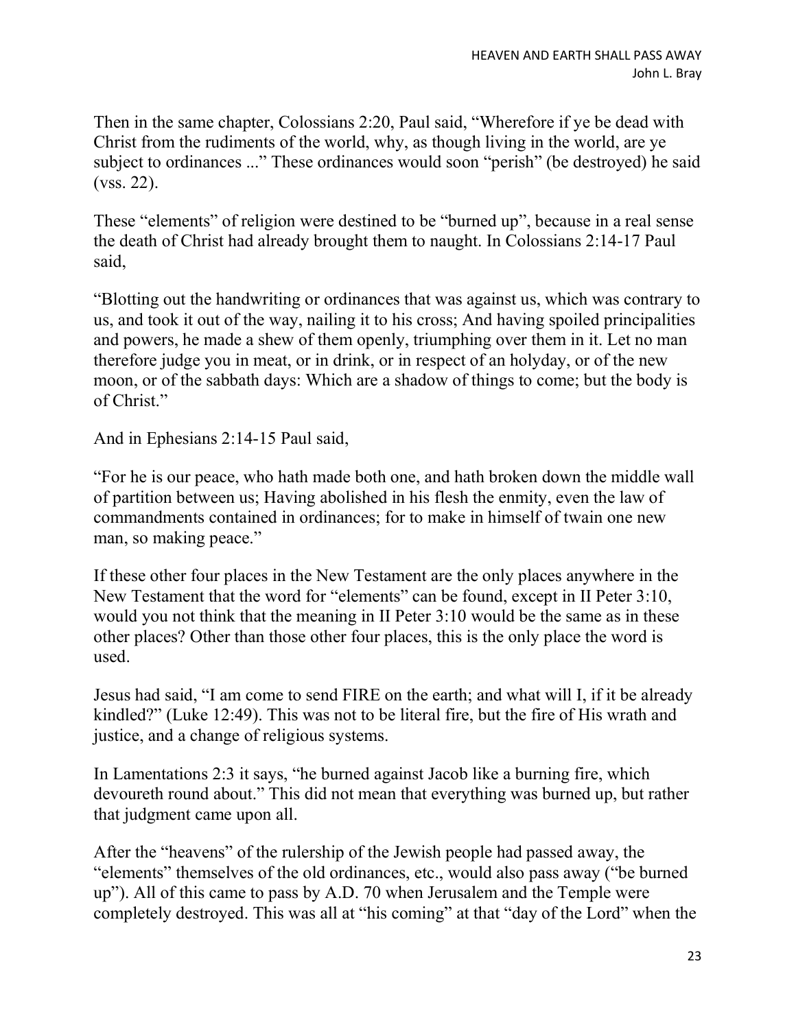Then in the same chapter, Colossians 2:20, Paul said, "Wherefore if ye be dead with Christ from the rudiments of the world, why, as though living in the world, are ye subject to ordinances ..." These ordinances would soon "perish" (be destroyed) he said (vss. 22).

These "elements" of religion were destined to be "burned up", because in a real sense the death of Christ had already brought them to naught. In Colossians 2:14-17 Paul said,

"Blotting out the handwriting or ordinances that was against us, which was contrary to us, and took it out of the way, nailing it to his cross; And having spoiled principalities and powers, he made a shew of them openly, triumphing over them in it. Let no man therefore judge you in meat, or in drink, or in respect of an holyday, or of the new moon, or of the sabbath days: Which are a shadow of things to come; but the body is of Christ."

And in Ephesians 2:14-15 Paul said,

"For he is our peace, who hath made both one, and hath broken down the middle wall of partition between us; Having abolished in his flesh the enmity, even the law of commandments contained in ordinances; for to make in himself of twain one new man, so making peace."

If these other four places in the New Testament are the only places anywhere in the New Testament that the word for "elements" can be found, except in II Peter 3:10, would you not think that the meaning in II Peter 3:10 would be the same as in these other places? Other than those other four places, this is the only place the word is used.

Jesus had said, "I am come to send FIRE on the earth; and what will I, if it be already kindled?" (Luke 12:49). This was not to be literal fire, but the fire of His wrath and justice, and a change of religious systems.

In Lamentations 2:3 it says, "he burned against Jacob like a burning fire, which devoureth round about." This did not mean that everything was burned up, but rather that judgment came upon all.

After the "heavens" of the rulership of the Jewish people had passed away, the "elements" themselves of the old ordinances, etc., would also pass away ("be burned up"). All of this came to pass by A.D. 70 when Jerusalem and the Temple were completely destroyed. This was all at "his coming" at that "day of the Lord" when the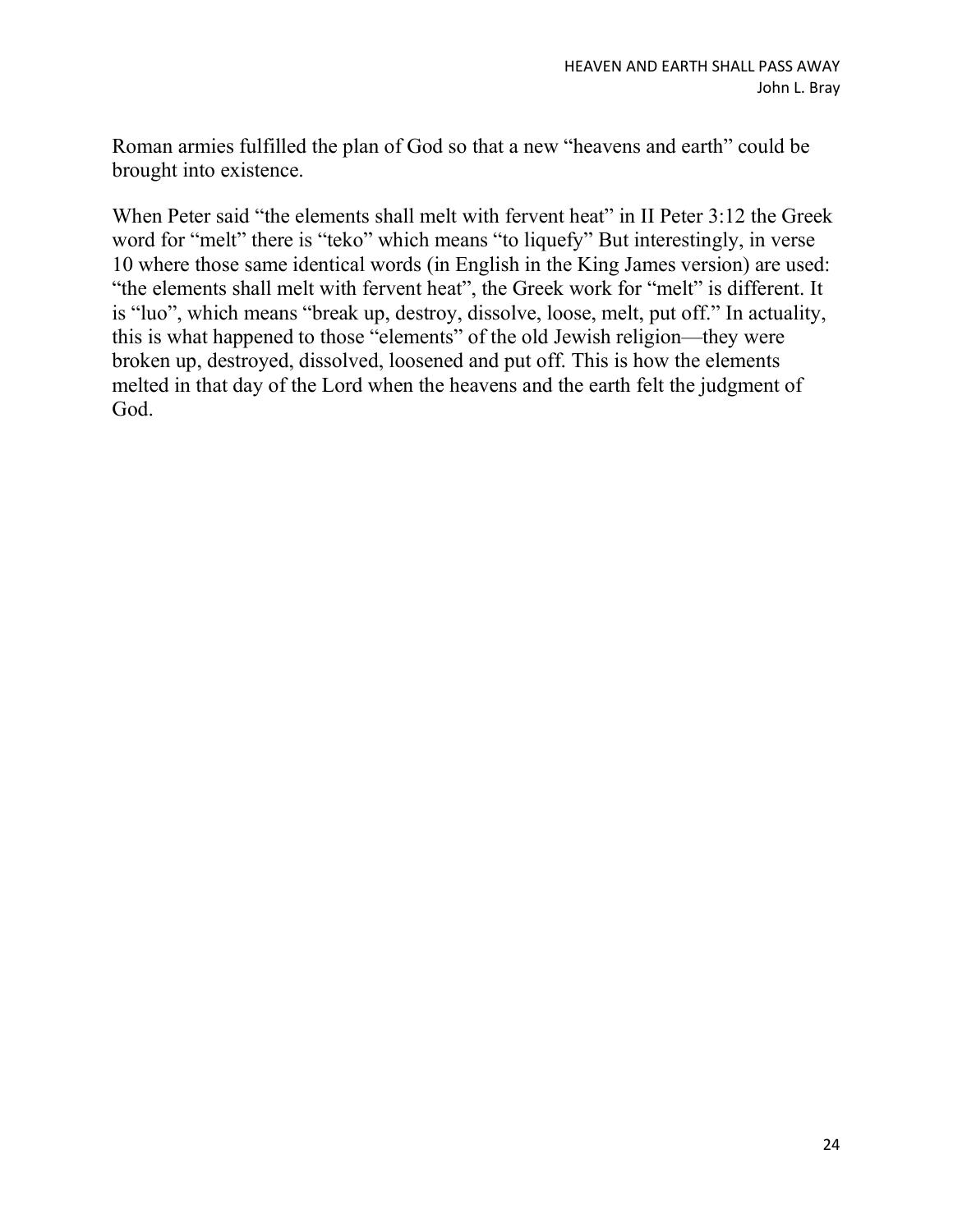Roman armies fulfilled the plan of God so that a new "heavens and earth" could be brought into existence.

When Peter said "the elements shall melt with fervent heat" in II Peter 3:12 the Greek word for "melt" there is "teko" which means "to liquefy" But interestingly, in verse 10 where those same identical words (in English in the King James version) are used: "the elements shall melt with fervent heat", the Greek work for "melt" is different. It is "luo", which means "break up, destroy, dissolve, loose, melt, put off." In actuality, this is what happened to those "elements" of the old Jewish religion—they were broken up, destroyed, dissolved, loosened and put off. This is how the elements melted in that day of the Lord when the heavens and the earth felt the judgment of God.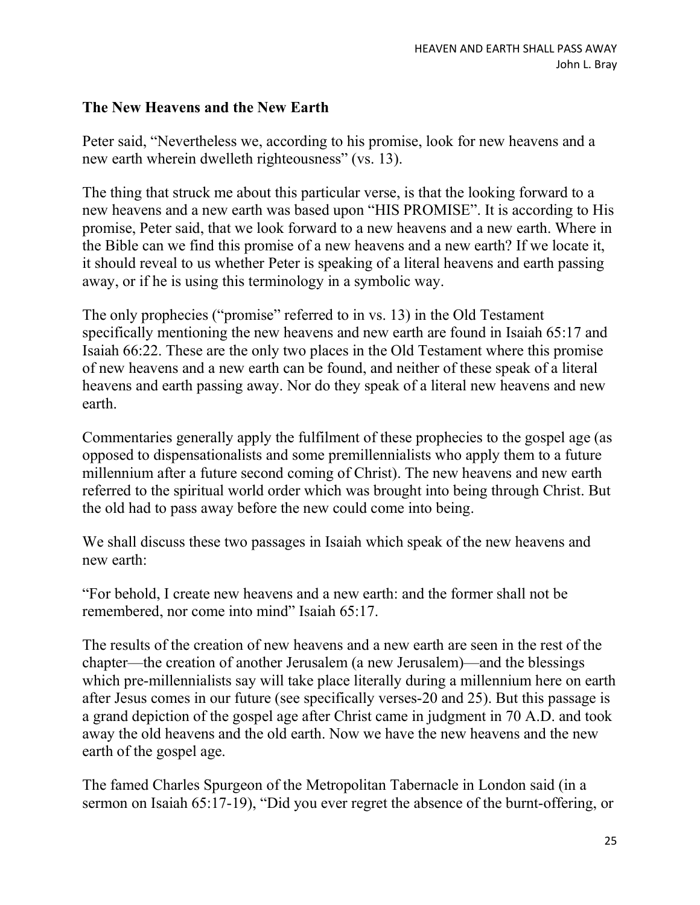### The New Heavens and the New Earth

Peter said, "Nevertheless we, according to his promise, look for new heavens and a new earth wherein dwelleth righteousness" (vs. 13).

The thing that struck me about this particular verse, is that the looking forward to a new heavens and a new earth was based upon "HIS PROMISE". It is according to His promise, Peter said, that we look forward to a new heavens and a new earth. Where in the Bible can we find this promise of a new heavens and a new earth? If we locate it, it should reveal to us whether Peter is speaking of a literal heavens and earth passing away, or if he is using this terminology in a symbolic way.

The only prophecies ("promise" referred to in vs. 13) in the Old Testament specifically mentioning the new heavens and new earth are found in Isaiah 65:17 and Isaiah 66:22. These are the only two places in the Old Testament where this promise of new heavens and a new earth can be found, and neither of these speak of a literal heavens and earth passing away. Nor do they speak of a literal new heavens and new earth.

Commentaries generally apply the fulfilment of these prophecies to the gospel age (as opposed to dispensationalists and some premillennialists who apply them to a future millennium after a future second coming of Christ). The new heavens and new earth referred to the spiritual world order which was brought into being through Christ. But the old had to pass away before the new could come into being.

We shall discuss these two passages in Isaiah which speak of the new heavens and new earth:

"For behold, I create new heavens and a new earth: and the former shall not be remembered, nor come into mind" Isaiah 65:17.

The results of the creation of new heavens and a new earth are seen in the rest of the chapter—the creation of another Jerusalem (a new Jerusalem)—and the blessings which pre-millennialists say will take place literally during a millennium here on earth after Jesus comes in our future (see specifically verses-20 and 25). But this passage is a grand depiction of the gospel age after Christ came in judgment in 70 A.D. and took away the old heavens and the old earth. Now we have the new heavens and the new earth of the gospel age.

The famed Charles Spurgeon of the Metropolitan Tabernacle in London said (in a sermon on Isaiah 65:17-19), "Did you ever regret the absence of the burnt-offering, or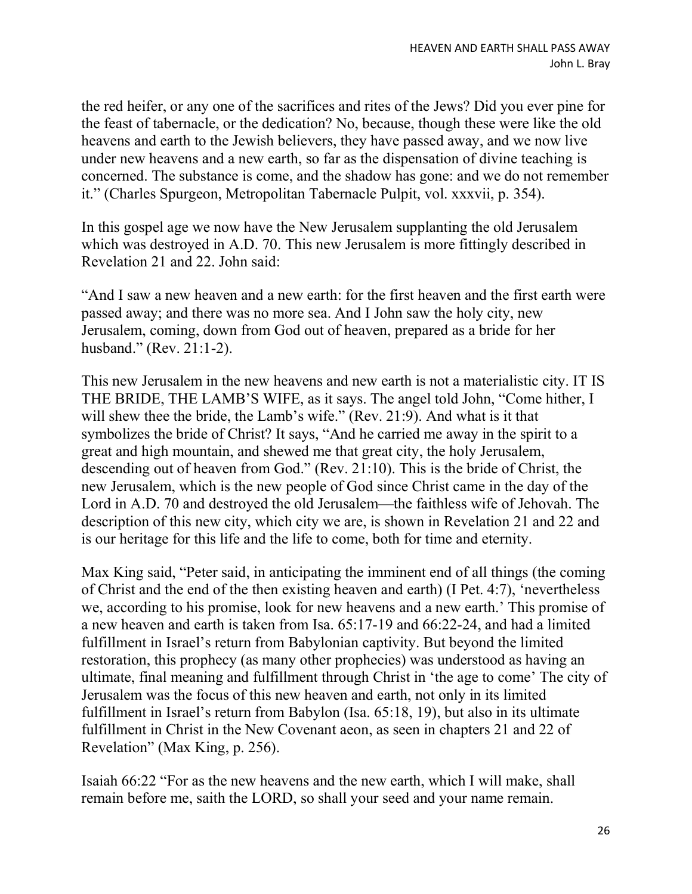the red heifer, or any one of the sacrifices and rites of the Jews? Did you ever pine for the feast of tabernacle, or the dedication? No, because, though these were like the old heavens and earth to the Jewish believers, they have passed away, and we now live under new heavens and a new earth, so far as the dispensation of divine teaching is concerned. The substance is come, and the shadow has gone: and we do not remember it." (Charles Spurgeon, Metropolitan Tabernacle Pulpit, vol. xxxvii, p. 354).

In this gospel age we now have the New Jerusalem supplanting the old Jerusalem which was destroyed in A.D. 70. This new Jerusalem is more fittingly described in Revelation 21 and 22. John said:

"And I saw a new heaven and a new earth: for the first heaven and the first earth were passed away; and there was no more sea. And I John saw the holy city, new Jerusalem, coming, down from God out of heaven, prepared as a bride for her husband." (Rev. 21:1-2).

This new Jerusalem in the new heavens and new earth is not a materialistic city. IT IS THE BRIDE, THE LAMB'S WIFE, as it says. The angel told John, "Come hither, I will shew thee the bride, the Lamb's wife." (Rev. 21:9). And what is it that symbolizes the bride of Christ? It says, "And he carried me away in the spirit to a great and high mountain, and shewed me that great city, the holy Jerusalem, descending out of heaven from God." (Rev. 21:10). This is the bride of Christ, the new Jerusalem, which is the new people of God since Christ came in the day of the Lord in A.D. 70 and destroyed the old Jerusalem—the faithless wife of Jehovah. The description of this new city, which city we are, is shown in Revelation 21 and 22 and is our heritage for this life and the life to come, both for time and eternity.

Max King said, "Peter said, in anticipating the imminent end of all things (the coming of Christ and the end of the then existing heaven and earth) (I Pet. 4:7), 'nevertheless we, according to his promise, look for new heavens and a new earth.' This promise of a new heaven and earth is taken from Isa. 65:17-19 and 66:22-24, and had a limited fulfillment in Israel's return from Babylonian captivity. But beyond the limited restoration, this prophecy (as many other prophecies) was understood as having an ultimate, final meaning and fulfillment through Christ in 'the age to come' The city of Jerusalem was the focus of this new heaven and earth, not only in its limited fulfillment in Israel's return from Babylon (Isa. 65:18, 19), but also in its ultimate fulfillment in Christ in the New Covenant aeon, as seen in chapters 21 and 22 of Revelation" (Max King, p. 256).

Isaiah 66:22 "For as the new heavens and the new earth, which I will make, shall remain before me, saith the LORD, so shall your seed and your name remain.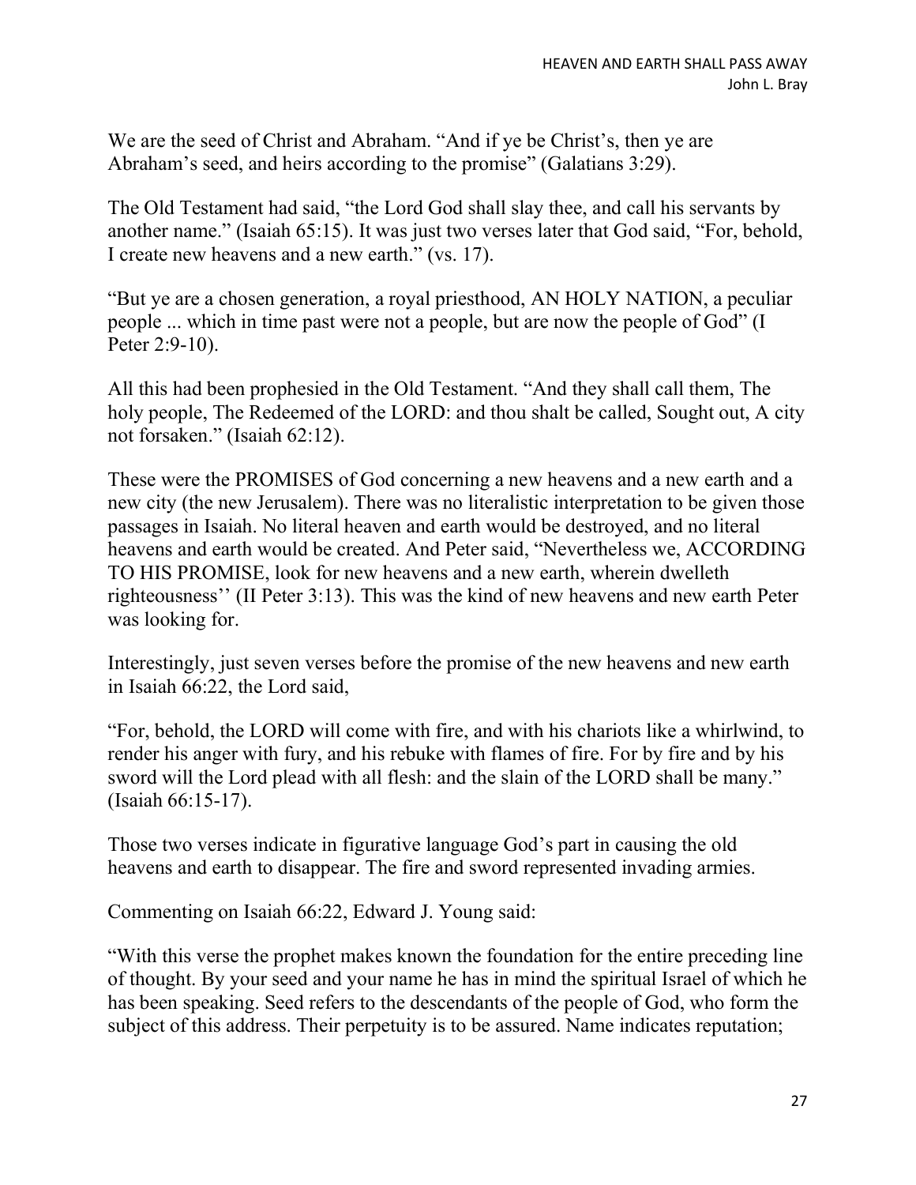We are the seed of Christ and Abraham. “And if ye be Christ’s, then ye are Abraham’s seed, and heirs according to the promise” (Galatians 3:29).

The Old Testament had said, “the Lord God shall slay thee, and call his servants by another name.” (Isaiah 65:15). It was just two verses later that God said, “For, behold, I create new heavens and a new earth.” (vs. 17).

“But ye are a chosen generation, a royal priesthood, AN HOLY NATION, a peculiar people ... which in time past were not a people, but are now the people of God” (I Peter 2:9-10).

All this had been prophesied in the Old Testament. “And they shall call them, The holy people, The Redeemed of the LORD: and thou shalt be called, Sought out, A city not forsaken.” (Isaiah 62:12).

These were the PROMISES of God concerning a new heavens and a new earth and a new city (the new Jerusalem). There was no literalistic interpretation to be given those passages in Isaiah. No literal heaven and earth would be destroyed, and no literal heavens and earth would be created. And Peter said, “Nevertheless we, ACCORDING TO HIS PROMISE, look for new heavens and a new earth, wherein dwelleth righteousness’’ (II Peter 3:13). This was the kind of new heavens and new earth Peter was looking for.

Interestingly, just seven verses before the promise of the new heavens and new earth in Isaiah 66:22, the Lord said,

“For, behold, the LORD will come with fire, and with his chariots like a whirlwind, to render his anger with fury, and his rebuke with flames of fire. For by fire and by his sword will the Lord plead with all flesh: and the slain of the LORD shall be many.” (Isaiah 66:15-17).

Those two verses indicate in figurative language God’s part in causing the old heavens and earth to disappear. The fire and sword represented invading armies.

Commenting on Isaiah 66:22, Edward J. Young said:

“With this verse the prophet makes known the foundation for the entire preceding line of thought. By your seed and your name he has in mind the spiritual Israel of which he has been speaking. Seed refers to the descendants of the people of God, who form the subject of this address. Their perpetuity is to be assured. Name indicates reputation;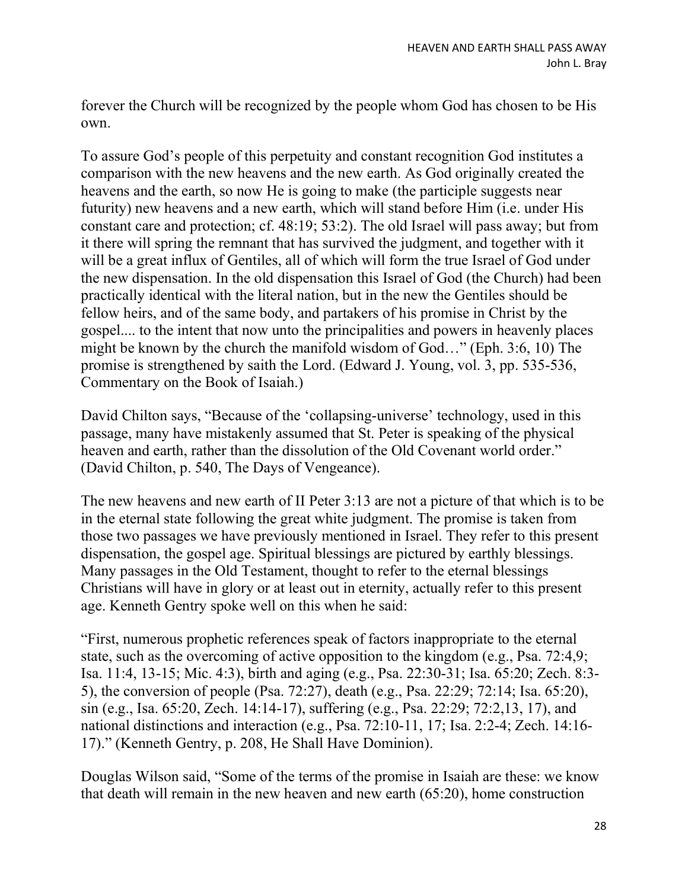forever the Church will be recognized by the people whom God has chosen to be His own.

To assure God's people of this perpetuity and constant recognition God institutes a comparison with the new heavens and the new earth. As God originally created the heavens and the earth, so now He is going to make (the participle suggests near futurity) new heavens and a new earth, which will stand before Him (i.e. under His constant care and protection; cf. 48:19; 53:2). The old Israel will pass away; but from it there will spring the remnant that has survived the judgment, and together with it will be a great influx of Gentiles, all of which will form the true Israel of God under the new dispensation. In the old dispensation this Israel of God (the Church) had been practically identical with the literal nation, but in the new the Gentiles should be fellow heirs, and of the same body, and partakers of his promise in Christ by the gospel.... to the intent that now unto the principalities and powers in heavenly places might be known by the church the manifold wisdom of God…" (Eph. 3:6, 10) The promise is strengthened by saith the Lord. (Edward J. Young, vol. 3, pp. 535-536, Commentary on the Book of Isaiah.)

David Chilton says, "Because of the 'collapsing-universe' technology, used in this passage, many have mistakenly assumed that St. Peter is speaking of the physical heaven and earth, rather than the dissolution of the Old Covenant world order." (David Chilton, p. 540, The Days of Vengeance).

The new heavens and new earth of II Peter 3:13 are not a picture of that which is to be in the eternal state following the great white judgment. The promise is taken from those two passages we have previously mentioned in Israel. They refer to this present dispensation, the gospel age. Spiritual blessings are pictured by earthly blessings. Many passages in the Old Testament, thought to refer to the eternal blessings Christians will have in glory or at least out in eternity, actually refer to this present age. Kenneth Gentry spoke well on this when he said:

"First, numerous prophetic references speak of factors inappropriate to the eternal state, such as the overcoming of active opposition to the kingdom (e.g., Psa. 72:4,9; Isa. 11:4, 13-15; Mic. 4:3), birth and aging (e.g., Psa. 22:30-31; Isa. 65:20; Zech. 8:3-5), the conversion of people (Psa. 72:27), death (e.g., Psa. 22:29; 72:14; Isa. 65:20), sin (e.g., Isa. 65:20, Zech. 14:14-17), suffering (e.g., Psa. 22:29; 72:2,13, 17), and national distinctions and interaction (e.g., Psa. 72:10-11, 17; Isa. 2:2-4; Zech. 14:16-17)." (Kenneth Gentry, p. 208, He Shall Have Dominion).

Douglas Wilson said, "Some of the terms of the promise in Isaiah are these: we know that death will remain in the new heaven and new earth (65:20), home construction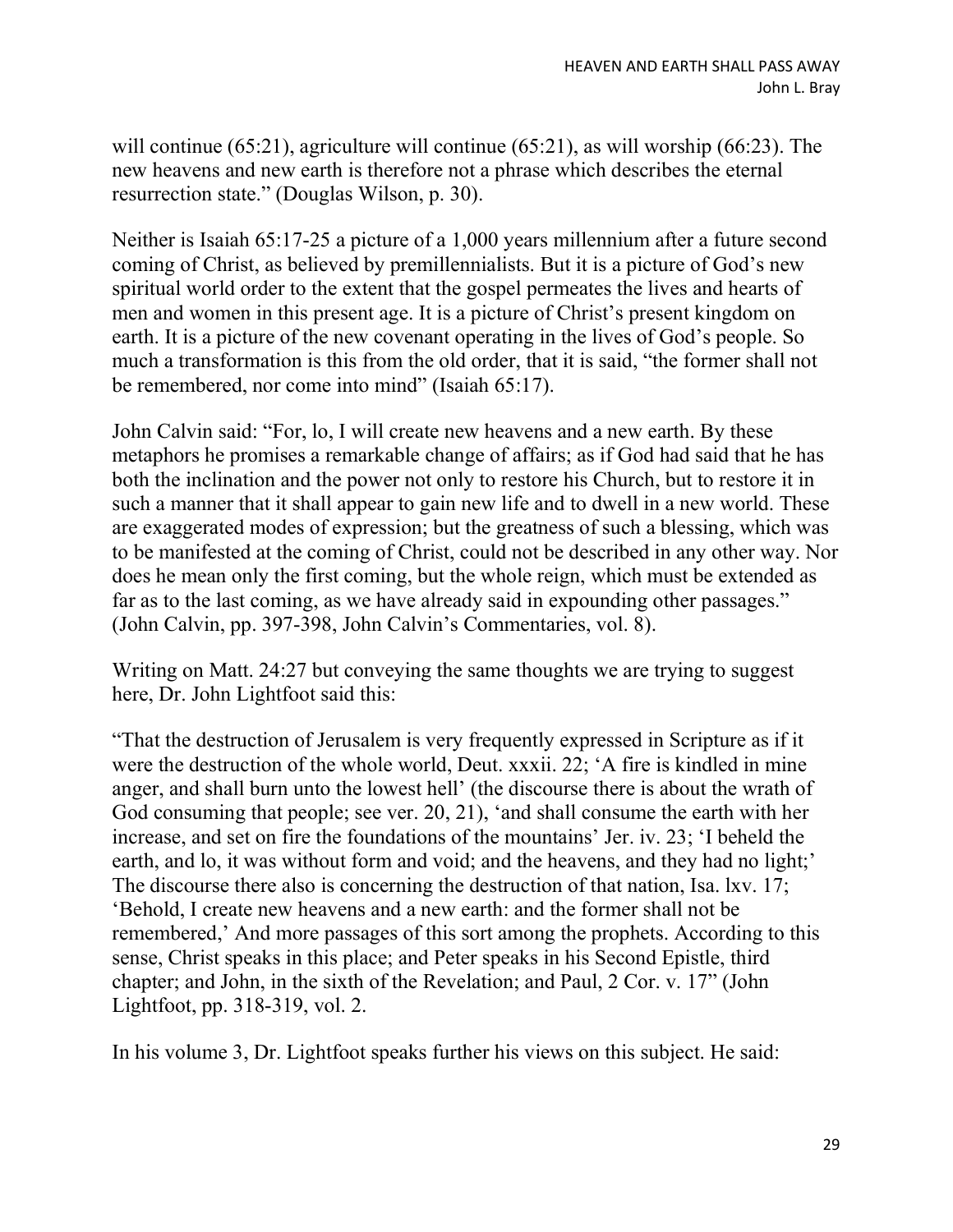will continue (65:21), agriculture will continue (65:21), as will worship (66:23). The new heavens and new earth is therefore not a phrase which describes the eternal resurrection state." (Douglas Wilson, p. 30).

Neither is Isaiah 65:17-25 a picture of a 1,000 years millennium after a future second coming of Christ, as believed by premillennialists. But it is a picture of God's new spiritual world order to the extent that the gospel permeates the lives and hearts of men and women in this present age. It is a picture of Christ's present kingdom on earth. It is a picture of the new covenant operating in the lives of God's people. So much a transformation is this from the old order, that it is said, "the former shall not be remembered, nor come into mind" (Isaiah 65:17).

John Calvin said: "For, lo, I will create new heavens and a new earth. By these metaphors he promises a remarkable change of affairs; as if God had said that he has both the inclination and the power not only to restore his Church, but to restore it in such a manner that it shall appear to gain new life and to dwell in a new world. These are exaggerated modes of expression; but the greatness of such a blessing, which was to be manifested at the coming of Christ, could not be described in any other way. Nor does he mean only the first coming, but the whole reign, which must be extended as far as to the last coming, as we have already said in expounding other passages." (John Calvin, pp. 397-398, John Calvin's Commentaries, vol. 8).

Writing on Matt. 24:27 but conveying the same thoughts we are trying to suggest here, Dr. John Lightfoot said this:

"That the destruction of Jerusalem is very frequently expressed in Scripture as if it were the destruction of the whole world, Deut. xxxii. 22; 'A fire is kindled in mine anger, and shall burn unto the lowest hell' (the discourse there is about the wrath of God consuming that people; see ver. 20, 21), 'and shall consume the earth with her increase, and set on fire the foundations of the mountains' Jer. iv. 23; 'I beheld the earth, and lo, it was without form and void; and the heavens, and they had no light;' The discourse there also is concerning the destruction of that nation, Isa. lxv. 17; 'Behold, I create new heavens and a new earth: and the former shall not be remembered,' And more passages of this sort among the prophets. According to this sense, Christ speaks in this place; and Peter speaks in his Second Epistle, third chapter; and John, in the sixth of the Revelation; and Paul, 2 Cor. v. 17" (John Lightfoot, pp. 318-319, vol. 2.

In his volume 3, Dr. Lightfoot speaks further his views on this subject. He said: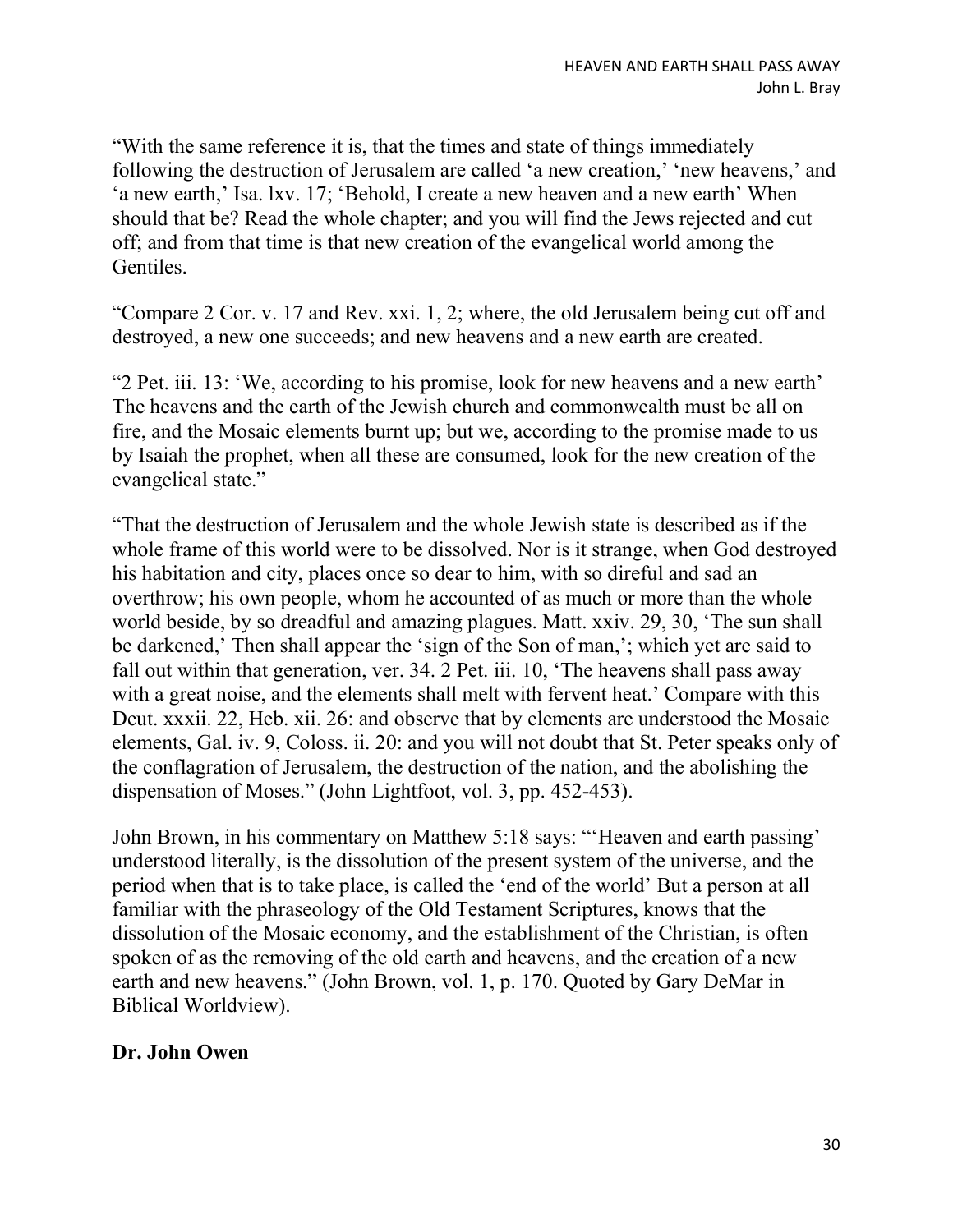"With the same reference it is, that the times and state of things immediately following the destruction of Jerusalem are called 'a new creation,' 'new heavens,' and 'a new earth,' Isa. lxv. 17; 'Behold, I create a new heaven and a new earth' When should that be? Read the whole chapter; and you will find the Jews rejected and cut off; and from that time is that new creation of the evangelical world among the Gentiles.

"Compare 2 Cor. v. 17 and Rev. xxi. 1, 2; where, the old Jerusalem being cut off and destroyed, a new one succeeds; and new heavens and a new earth are created.

"2 Pet. iii. 13: 'We, according to his promise, look for new heavens and a new earth' The heavens and the earth of the Jewish church and commonwealth must be all on fire, and the Mosaic elements burnt up; but we, according to the promise made to us by Isaiah the prophet, when all these are consumed, look for the new creation of the evangelical state."

"That the destruction of Jerusalem and the whole Jewish state is described as if the whole frame of this world were to be dissolved. Nor is it strange, when God destroyed his habitation and city, places once so dear to him, with so direful and sad an overthrow; his own people, whom he accounted of as much or more than the whole world beside, by so dreadful and amazing plagues. Matt. xxiv. 29, 30, 'The sun shall be darkened,' Then shall appear the 'sign of the Son of man,'; which yet are said to fall out within that generation, ver. 34. 2 Pet. iii. 10, 'The heavens shall pass away with a great noise, and the elements shall melt with fervent heat.' Compare with this Deut. xxxii. 22, Heb. xii. 26: and observe that by elements are understood the Mosaic elements, Gal. iv. 9, Coloss. ii. 20: and you will not doubt that St. Peter speaks only of the conflagration of Jerusalem, the destruction of the nation, and the abolishing the dispensation of Moses." (John Lightfoot, vol. 3, pp. 452-453).

John Brown, in his commentary on Matthew 5:18 says: "'Heaven and earth passing' understood literally, is the dissolution of the present system of the universe, and the period when that is to take place, is called the 'end of the world' But a person at all familiar with the phraseology of the Old Testament Scriptures, knows that the dissolution of the Mosaic economy, and the establishment of the Christian, is often spoken of as the removing of the old earth and heavens, and the creation of a new earth and new heavens." (John Brown, vol. 1, p. 170. Quoted by Gary DeMar in Biblical Worldview).

**Dr. John Owen**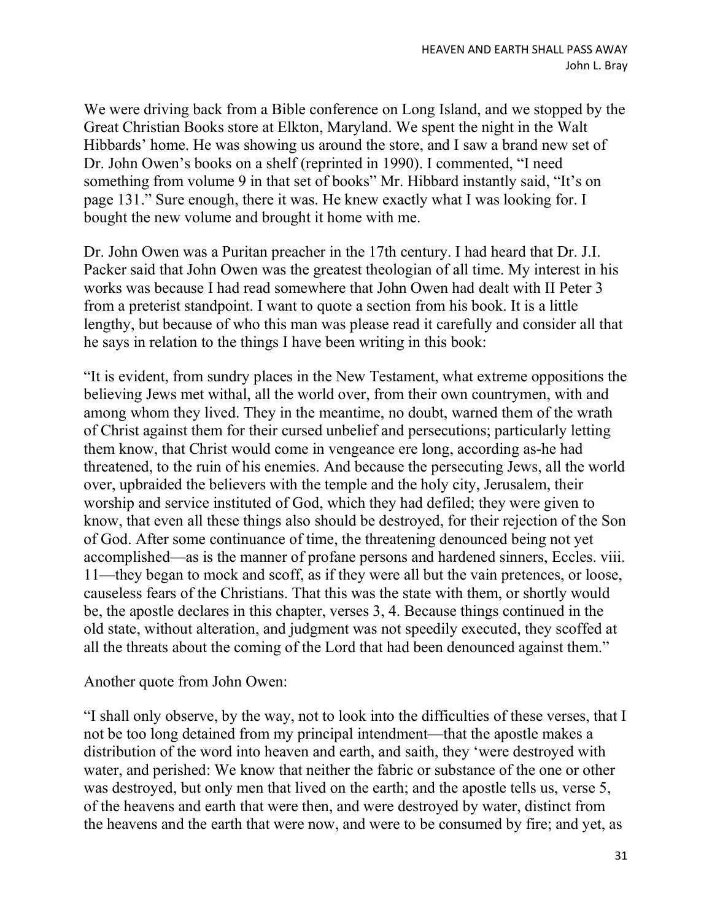We were driving back from a Bible conference on Long Island, and we stopped by the Great Christian Books store at Elkton, Maryland. We spent the night in the Walt Hibbards' home. He was showing us around the store, and I saw a brand new set of Dr. John Owen's books on a shelf (reprinted in 1990). I commented, "I need something from volume 9 in that set of books" Mr. Hibbard instantly said, "It's on page 131." Sure enough, there it was. He knew exactly what I was looking for. I bought the new volume and brought it home with me.

Dr. John Owen was a Puritan preacher in the 17th century. I had heard that Dr. J.I. Packer said that John Owen was the greatest theologian of all time. My interest in his works was because I had read somewhere that John Owen had dealt with II Peter 3 from a preterist standpoint. I want to quote a section from his book. It is a little lengthy, but because of who this man was please read it carefully and consider all that he says in relation to the things I have been writing in this book:

"It is evident, from sundry places in the New Testament, what extreme oppositions the believing Jews met withal, all the world over, from their own countrymen, with and among whom they lived. They in the meantime, no doubt, warned them of the wrath of Christ against them for their cursed unbelief and persecutions; particularly letting them know, that Christ would come in vengeance ere long, according as-he had threatened, to the ruin of his enemies. And because the persecuting Jews, all the world over, upbraided the believers with the temple and the holy city, Jerusalem, their worship and service instituted of God, which they had defiled; they were given to know, that even all these things also should be destroyed, for their rejection of the Son of God. After some continuance of time, the threatening denounced being not yet accomplished—as is the manner of profane persons and hardened sinners, Eccles. viii. 11—they began to mock and scoff, as if they were all but the vain pretences, or loose, causeless fears of the Christians. That this was the state with them, or shortly would be, the apostle declares in this chapter, verses 3, 4. Because things continued in the old state, without alteration, and judgment was not speedily executed, they scoffed at all the threats about the coming of the Lord that had been denounced against them."

Another quote from John Owen:

"I shall only observe, by the way, not to look into the difficulties of these verses, that I not be too long detained from my principal intendment—that the apostle makes a distribution of the word into heaven and earth, and saith, they 'were destroyed with water, and perished: We know that neither the fabric or substance of the one or other was destroyed, but only men that lived on the earth; and the apostle tells us, verse 5, of the heavens and earth that were then, and were destroyed by water, distinct from the heavens and the earth that were now, and were to be consumed by fire; and yet, as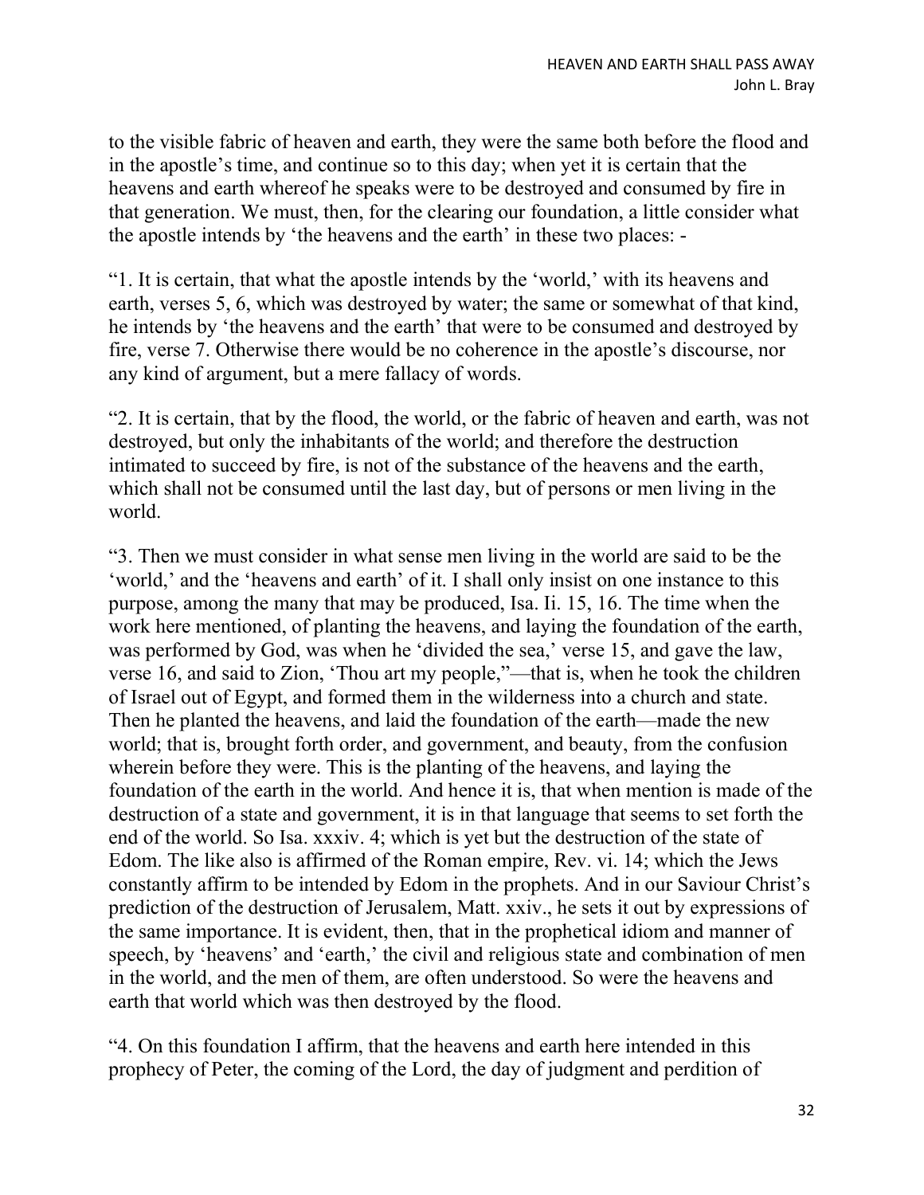to the visible fabric of heaven and earth, they were the same both before the flood and in the apostle's time, and continue so to this day; when yet it is certain that the heavens and earth whereof he speaks were to be destroyed and consumed by fire in that generation. We must, then, for the clearing our foundation, a little consider what the apostle intends by 'the heavens and the earth' in these two places: -

"1. It is certain, that what the apostle intends by the 'world,' with its heavens and earth, verses 5, 6, which was destroyed by water; the same or somewhat of that kind, he intends by 'the heavens and the earth' that were to be consumed and destroyed by fire, verse 7. Otherwise there would be no coherence in the apostle's discourse, nor any kind of argument, but a mere fallacy of words.

"2. It is certain, that by the flood, the world, or the fabric of heaven and earth, was not destroyed, but only the inhabitants of the world; and therefore the destruction intimated to succeed by fire, is not of the substance of the heavens and the earth, which shall not be consumed until the last day, but of persons or men living in the world.

"3. Then we must consider in what sense men living in the world are said to be the 'world,' and the 'heavens and earth' of it. I shall only insist on one instance to this purpose, among the many that may be produced, Isa. Ii. 15, 16. The time when the work here mentioned, of planting the heavens, and laying the foundation of the earth, was performed by God, was when he 'divided the sea,' verse 15, and gave the law, verse 16, and said to Zion, 'Thou art my people,"—that is, when he took the children of Israel out of Egypt, and formed them in the wilderness into a church and state. Then he planted the heavens, and laid the foundation of the earth—made the new world; that is, brought forth order, and government, and beauty, from the confusion wherein before they were. This is the planting of the heavens, and laying the foundation of the earth in the world. And hence it is, that when mention is made of the destruction of a state and government, it is in that language that seems to set forth the end of the world. So Isa. xxxiv. 4; which is yet but the destruction of the state of Edom. The like also is affirmed of the Roman empire, Rev. vi. 14; which the Jews constantly affirm to be intended by Edom in the prophets. And in our Saviour Christ's prediction of the destruction of Jerusalem, Matt. xxiv., he sets it out by expressions of the same importance. It is evident, then, that in the prophetical idiom and manner of speech, by 'heavens' and 'earth,' the civil and religious state and combination of men in the world, and the men of them, are often understood. So were the heavens and earth that world which was then destroyed by the flood.

"4. On this foundation I affirm, that the heavens and earth here intended in this prophecy of Peter, the coming of the Lord, the day of judgment and perdition of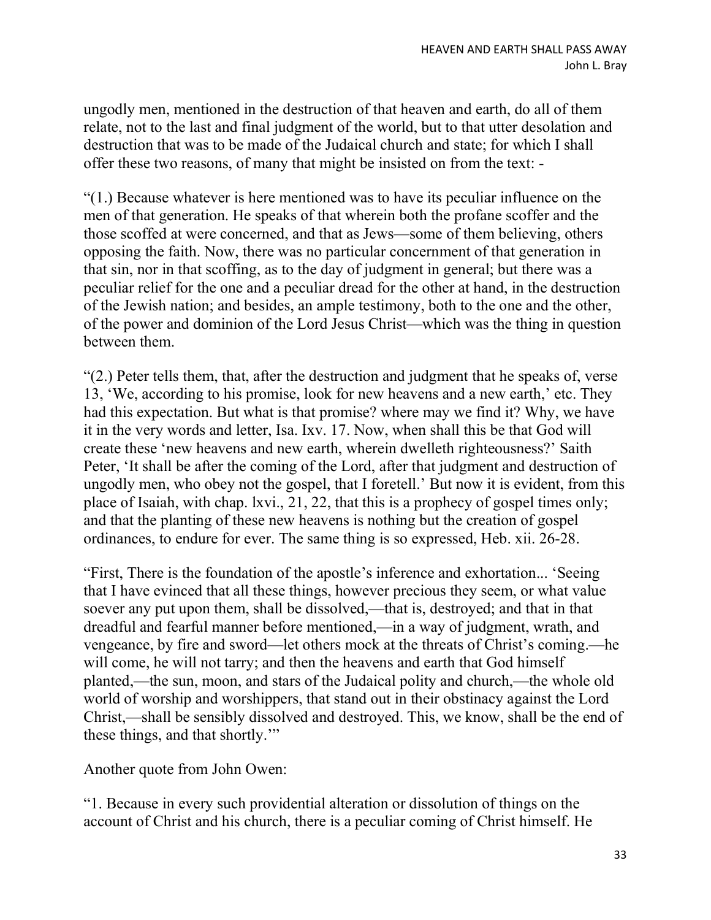ungodly men, mentioned in the destruction of that heaven and earth, do all of them relate, not to the last and final judgment of the world, but to that utter desolation and destruction that was to be made of the Judaical church and state; for which I shall offer these two reasons, of many that might be insisted on from the text: -

"(1.) Because whatever is here mentioned was to have its peculiar influence on the men of that generation. He speaks of that wherein both the profane scoffer and the those scoffed at were concerned, and that as Jews—some of them believing, others opposing the faith. Now, there was no particular concernment of that generation in that sin, nor in that scoffing, as to the day of judgment in general; but there was a peculiar relief for the one and a peculiar dread for the other at hand, in the destruction of the Jewish nation; and besides, an ample testimony, both to the one and the other, of the power and dominion of the Lord Jesus Christ—which was the thing in question between them.

"(2.) Peter tells them, that, after the destruction and judgment that he speaks of, verse 13, 'We, according to his promise, look for new heavens and a new earth,' etc. They had this expectation. But what is that promise? where may we find it? Why, we have it in the very words and letter, Isa. Ixv. 17. Now, when shall this be that God will create these 'new heavens and new earth, wherein dwelleth righteousness?' Saith Peter, 'It shall be after the coming of the Lord, after that judgment and destruction of ungodly men, who obey not the gospel, that I foretell.' But now it is evident, from this place of Isaiah, with chap. lxvi., 21, 22, that this is a prophecy of gospel times only; and that the planting of these new heavens is nothing but the creation of gospel ordinances, to endure for ever. The same thing is so expressed, Heb. xii. 26-28.

"First, There is the foundation of the apostle's inference and exhortation... 'Seeing that I have evinced that all these things, however precious they seem, or what value soever any put upon them, shall be dissolved,—that is, destroyed; and that in that dreadful and fearful manner before mentioned,—in a way of judgment, wrath, and vengeance, by fire and sword—let others mock at the threats of Christ's coming.—he will come, he will not tarry; and then the heavens and earth that God himself planted,—the sun, moon, and stars of the Judaical polity and church,—the whole old world of worship and worshippers, that stand out in their obstinacy against the Lord Christ,—shall be sensibly dissolved and destroyed. This, we know, shall be the end of these things, and that shortly.'"

Another quote from John Owen:

"1. Because in every such providential alteration or dissolution of things on the account of Christ and his church, there is a peculiar coming of Christ himself. He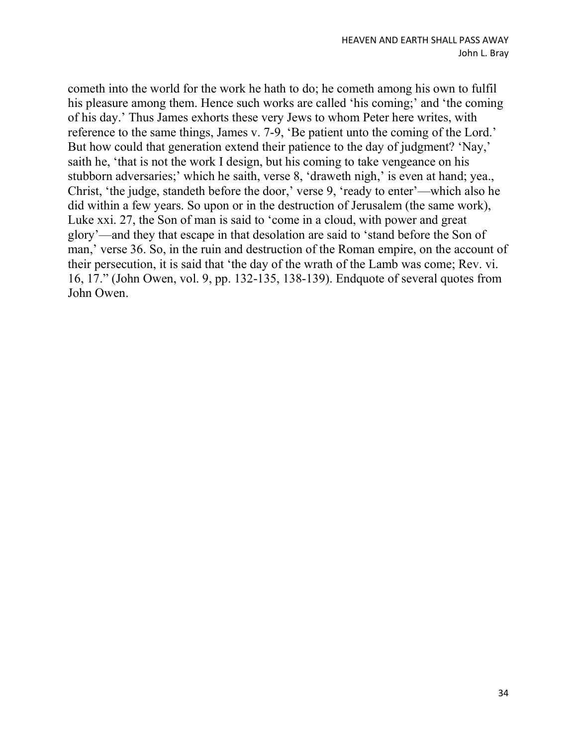cometh into the world for the work he hath to do; he cometh among his own to fulfil his pleasure among them. Hence such works are called 'his coming;' and 'the coming of his day.' Thus James exhorts these very Jews to whom Peter here writes, with reference to the same things, James v. 7-9, 'Be patient unto the coming of the Lord.' But how could that generation extend their patience to the day of judgment? 'Nay,' saith he, 'that is not the work I design, but his coming to take vengeance on his stubborn adversaries;' which he saith, verse 8, 'draweth nigh,' is even at hand; yea., Christ, 'the judge, standeth before the door,' verse 9, 'ready to enter'—which also he did within a few years. So upon or in the destruction of Jerusalem (the same work), Luke xxi. 27, the Son of man is said to 'come in a cloud, with power and great glory'—and they that escape in that desolation are said to 'stand before the Son of man,' verse 36. So, in the ruin and destruction of the Roman empire, on the account of their persecution, it is said that 'the day of the wrath of the Lamb was come; Rev. vi. 16, 17." (John Owen, vol. 9, pp. 132-135, 138-139). Endquote of several quotes from John Owen.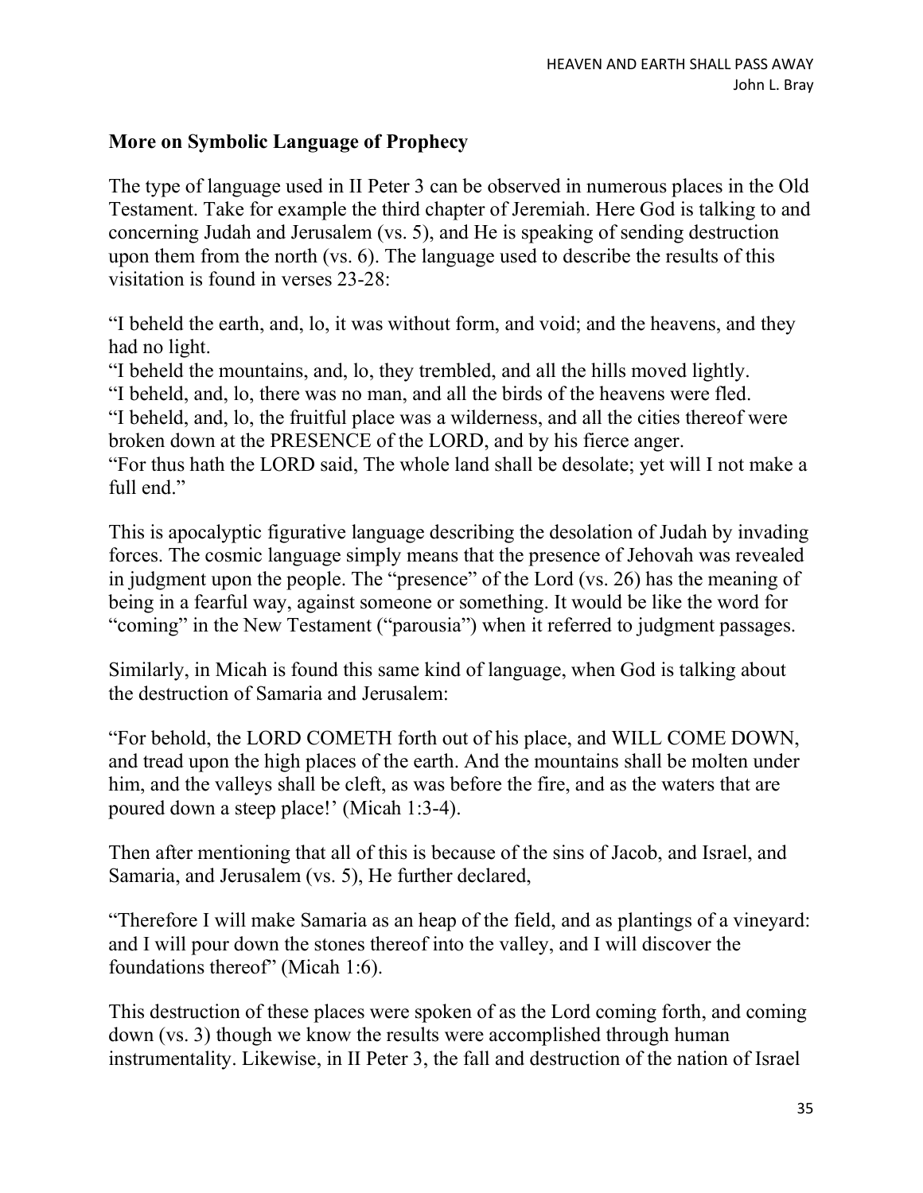## More on Symbolic Language of Prophecy

The type of language used in II Peter 3 can be observed in numerous places in the Old Testament. Take for example the third chapter of Jeremiah. Here God is talking to and concerning Judah and Jerusalem (vs. 5), and He is speaking of sending destruction upon them from the north (vs. 6). The language used to describe the results of this visitation is found in verses 23-28:

"I beheld the earth, and, lo, it was without form, and void; and the heavens, and they had no light.
"I beheld the mountains, and, lo, they trembled, and all the hills moved lightly.
"I beheld, and, lo, there was no man, and all the birds of the heavens were fled.
"I beheld, and, lo, the fruitful place was a wilderness, and all the cities thereof were broken down at the PRESENCE of the LORD, and by his fierce anger.
"For thus hath the LORD said, The whole land shall be desolate; yet will I not make a full end."

This is apocalyptic figurative language describing the desolation of Judah by invading forces. The cosmic language simply means that the presence of Jehovah was revealed in judgment upon the people. The "presence" of the Lord (vs. 26) has the meaning of being in a fearful way, against someone or something. It would be like the word for "coming" in the New Testament ("parousia") when it referred to judgment passages.

Similarly, in Micah is found this same kind of language, when God is talking about the destruction of Samaria and Jerusalem:

"For behold, the LORD COMETH forth out of his place, and WILL COME DOWN, and tread upon the high places of the earth. And the mountains shall be molten under him, and the valleys shall be cleft, as was before the fire, and as the waters that are poured down a steep place!' (Micah 1:3-4).

Then after mentioning that all of this is because of the sins of Jacob, and Israel, and Samaria, and Jerusalem (vs. 5), He further declared,

"Therefore I will make Samaria as an heap of the field, and as plantings of a vineyard: and I will pour down the stones thereof into the valley, and I will discover the foundations thereof" (Micah 1:6).

This destruction of these places were spoken of as the Lord coming forth, and coming down (vs. 3) though we know the results were accomplished through human instrumentality. Likewise, in II Peter 3, the fall and destruction of the nation of Israel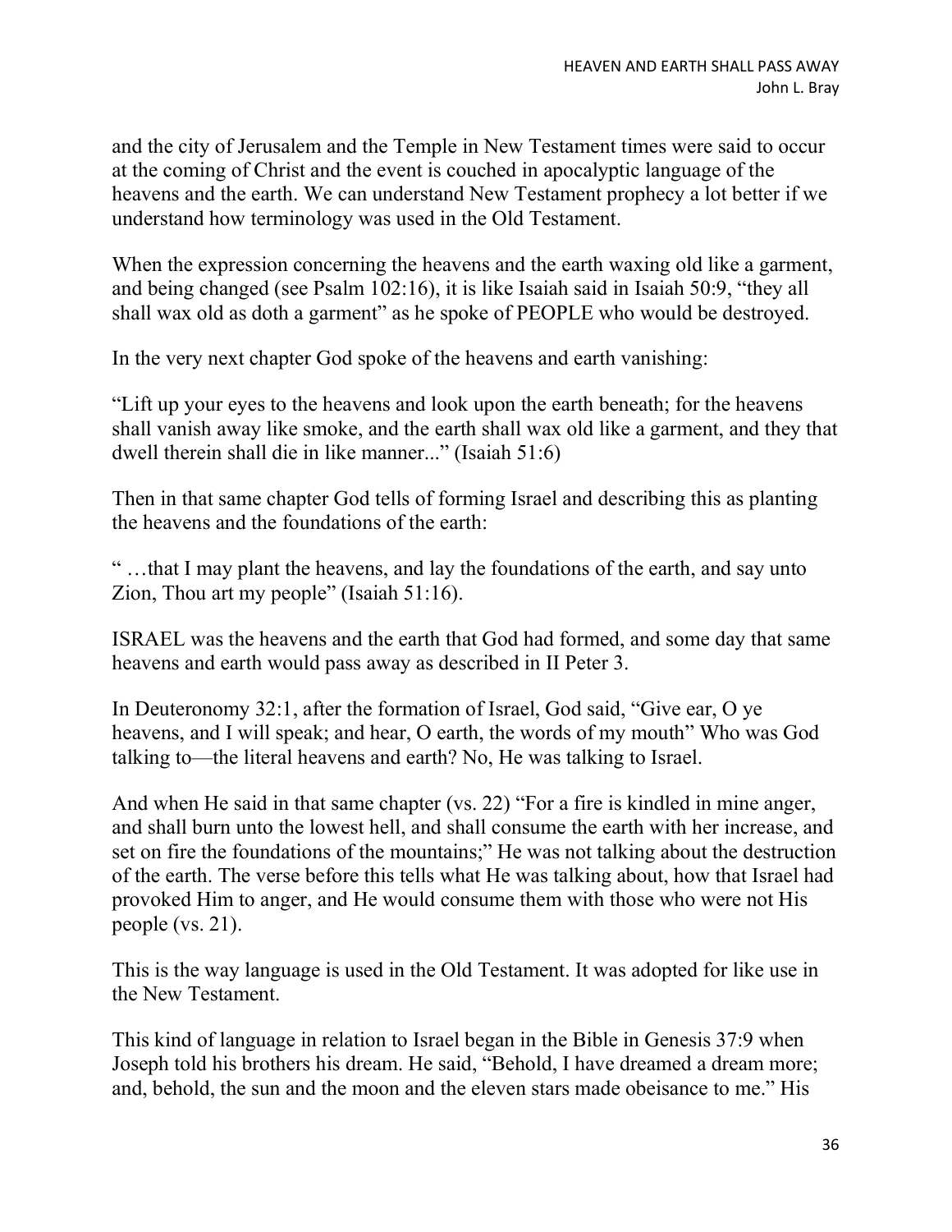and the city of Jerusalem and the Temple in New Testament times were said to occur at the coming of Christ and the event is couched in apocalyptic language of the heavens and the earth. We can understand New Testament prophecy a lot better if we understand how terminology was used in the Old Testament.

When the expression concerning the heavens and the earth waxing old like a garment, and being changed (see Psalm 102:16), it is like Isaiah said in Isaiah 50:9, "they all shall wax old as doth a garment" as he spoke of PEOPLE who would be destroyed.

In the very next chapter God spoke of the heavens and earth vanishing:

"Lift up your eyes to the heavens and look upon the earth beneath; for the heavens shall vanish away like smoke, and the earth shall wax old like a garment, and they that dwell therein shall die in like manner..." (Isaiah 51:6)

Then in that same chapter God tells of forming Israel and describing this as planting the heavens and the foundations of the earth:

" …that I may plant the heavens, and lay the foundations of the earth, and say unto Zion, Thou art my people" (Isaiah 51:16).

ISRAEL was the heavens and the earth that God had formed, and some day that same heavens and earth would pass away as described in II Peter 3.

In Deuteronomy 32:1, after the formation of Israel, God said, "Give ear, O ye heavens, and I will speak; and hear, O earth, the words of my mouth" Who was God talking to—the literal heavens and earth? No, He was talking to Israel.

And when He said in that same chapter (vs. 22) "For a fire is kindled in mine anger, and shall burn unto the lowest hell, and shall consume the earth with her increase, and set on fire the foundations of the mountains;" He was not talking about the destruction of the earth. The verse before this tells what He was talking about, how that Israel had provoked Him to anger, and He would consume them with those who were not His people (vs. 21).

This is the way language is used in the Old Testament. It was adopted for like use in the New Testament.

This kind of language in relation to Israel began in the Bible in Genesis 37:9 when Joseph told his brothers his dream. He said, "Behold, I have dreamed a dream more; and, behold, the sun and the moon and the eleven stars made obeisance to me." His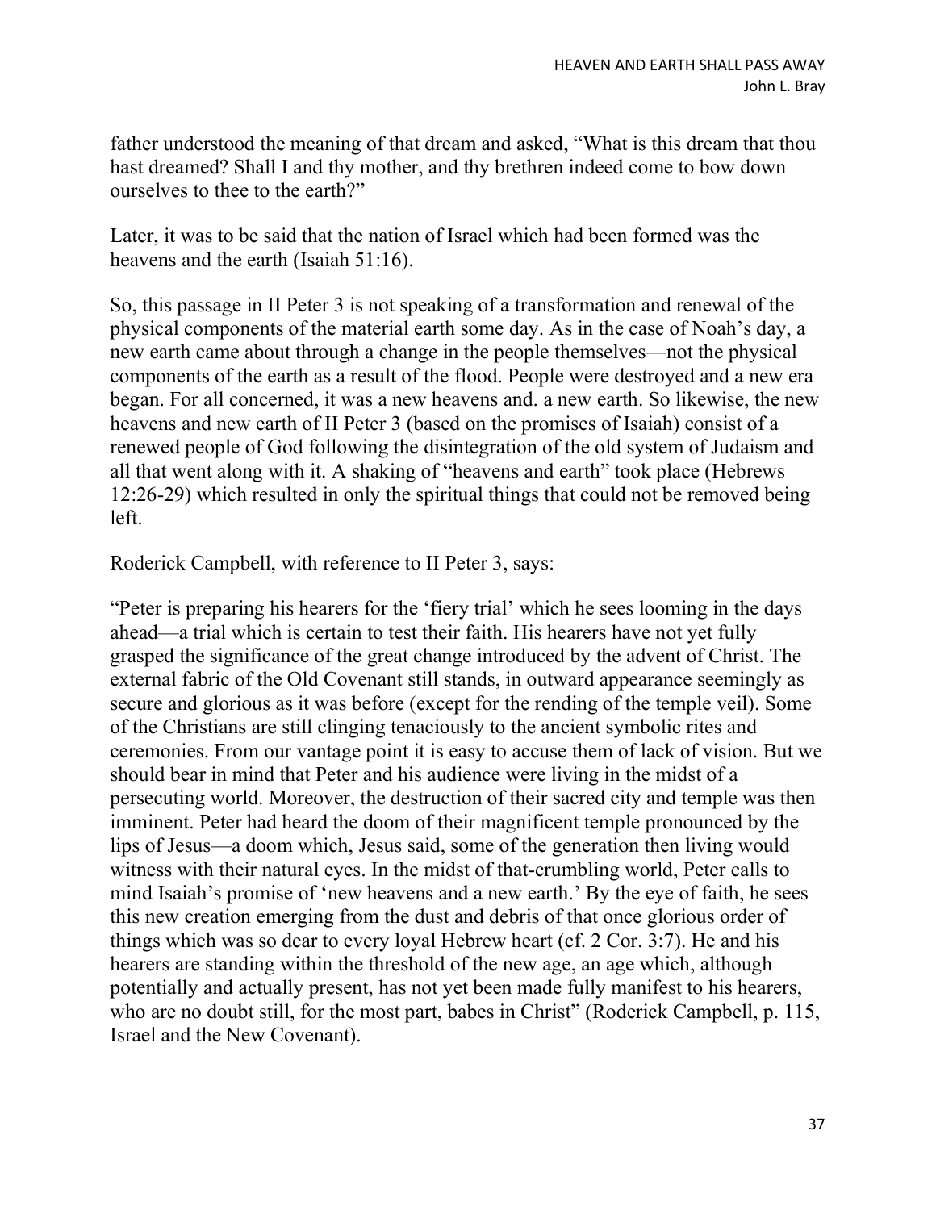father understood the meaning of that dream and asked, "What is this dream that thou hast dreamed? Shall I and thy mother, and thy brethren indeed come to bow down ourselves to thee to the earth?"

Later, it was to be said that the nation of Israel which had been formed was the heavens and the earth (Isaiah 51:16).

So, this passage in II Peter 3 is not speaking of a transformation and renewal of the physical components of the material earth some day. As in the case of Noah's day, a new earth came about through a change in the people themselves—not the physical components of the earth as a result of the flood. People were destroyed and a new era began. For all concerned, it was a new heavens and. a new earth. So likewise, the new heavens and new earth of II Peter 3 (based on the promises of Isaiah) consist of a renewed people of God following the disintegration of the old system of Judaism and all that went along with it. A shaking of "heavens and earth" took place (Hebrews 12:26-29) which resulted in only the spiritual things that could not be removed being left.

Roderick Campbell, with reference to II Peter 3, says:

"Peter is preparing his hearers for the 'fiery trial' which he sees looming in the days ahead—a trial which is certain to test their faith. His hearers have not yet fully grasped the significance of the great change introduced by the advent of Christ. The external fabric of the Old Covenant still stands, in outward appearance seemingly as secure and glorious as it was before (except for the rending of the temple veil). Some of the Christians are still clinging tenaciously to the ancient symbolic rites and ceremonies. From our vantage point it is easy to accuse them of lack of vision. But we should bear in mind that Peter and his audience were living in the midst of a persecuting world. Moreover, the destruction of their sacred city and temple was then imminent. Peter had heard the doom of their magnificent temple pronounced by the lips of Jesus—a doom which, Jesus said, some of the generation then living would witness with their natural eyes. In the midst of that-crumbling world, Peter calls to mind Isaiah's promise of 'new heavens and a new earth.' By the eye of faith, he sees this new creation emerging from the dust and debris of that once glorious order of things which was so dear to every loyal Hebrew heart (cf. 2 Cor. 3:7). He and his hearers are standing within the threshold of the new age, an age which, although potentially and actually present, has not yet been made fully manifest to his hearers, who are no doubt still, for the most part, babes in Christ" (Roderick Campbell, p. 115, Israel and the New Covenant).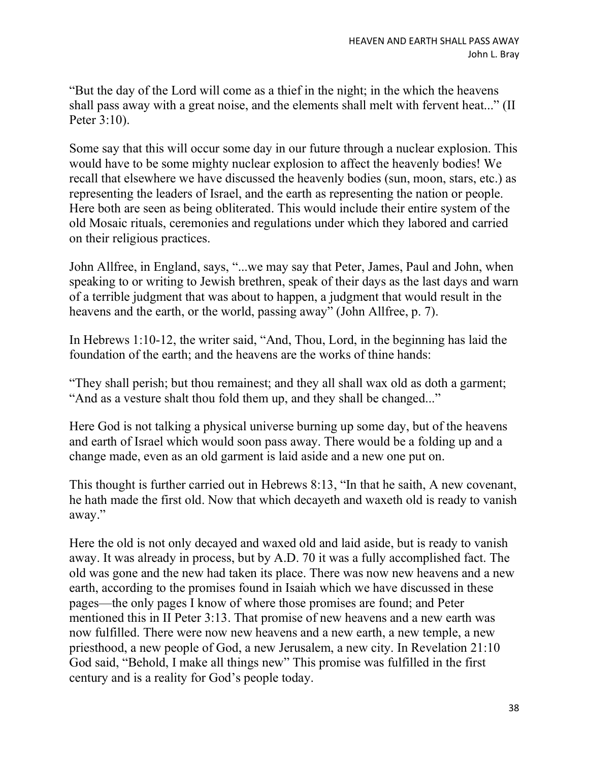"But the day of the Lord will come as a thief in the night; in the which the heavens shall pass away with a great noise, and the elements shall melt with fervent heat..." (II Peter 3:10).

Some say that this will occur some day in our future through a nuclear explosion. This would have to be some mighty nuclear explosion to affect the heavenly bodies! We recall that elsewhere we have discussed the heavenly bodies (sun, moon, stars, etc.) as representing the leaders of Israel, and the earth as representing the nation or people. Here both are seen as being obliterated. This would include their entire system of the old Mosaic rituals, ceremonies and regulations under which they labored and carried on their religious practices.

John Allfree, in England, says, "...we may say that Peter, James, Paul and John, when speaking to or writing to Jewish brethren, speak of their days as the last days and warn of a terrible judgment that was about to happen, a judgment that would result in the heavens and the earth, or the world, passing away" (John Allfree, p. 7).

In Hebrews 1:10-12, the writer said, "And, Thou, Lord, in the beginning has laid the foundation of the earth; and the heavens are the works of thine hands:

"They shall perish; but thou remainest; and they all shall wax old as doth a garment; "And as a vesture shalt thou fold them up, and they shall be changed..."

Here God is not talking a physical universe burning up some day, but of the heavens and earth of Israel which would soon pass away. There would be a folding up and a change made, even as an old garment is laid aside and a new one put on.

This thought is further carried out in Hebrews 8:13, "In that he saith, A new covenant, he hath made the first old. Now that which decayeth and waxeth old is ready to vanish away."

Here the old is not only decayed and waxed old and laid aside, but is ready to vanish away. It was already in process, but by A.D. 70 it was a fully accomplished fact. The old was gone and the new had taken its place. There was now new heavens and a new earth, according to the promises found in Isaiah which we have discussed in these pages—the only pages I know of where those promises are found; and Peter mentioned this in II Peter 3:13. That promise of new heavens and a new earth was now fulfilled. There were now new heavens and a new earth, a new temple, a new priesthood, a new people of God, a new Jerusalem, a new city. In Revelation 21:10 God said, "Behold, I make all things new" This promise was fulfilled in the first century and is a reality for God's people today.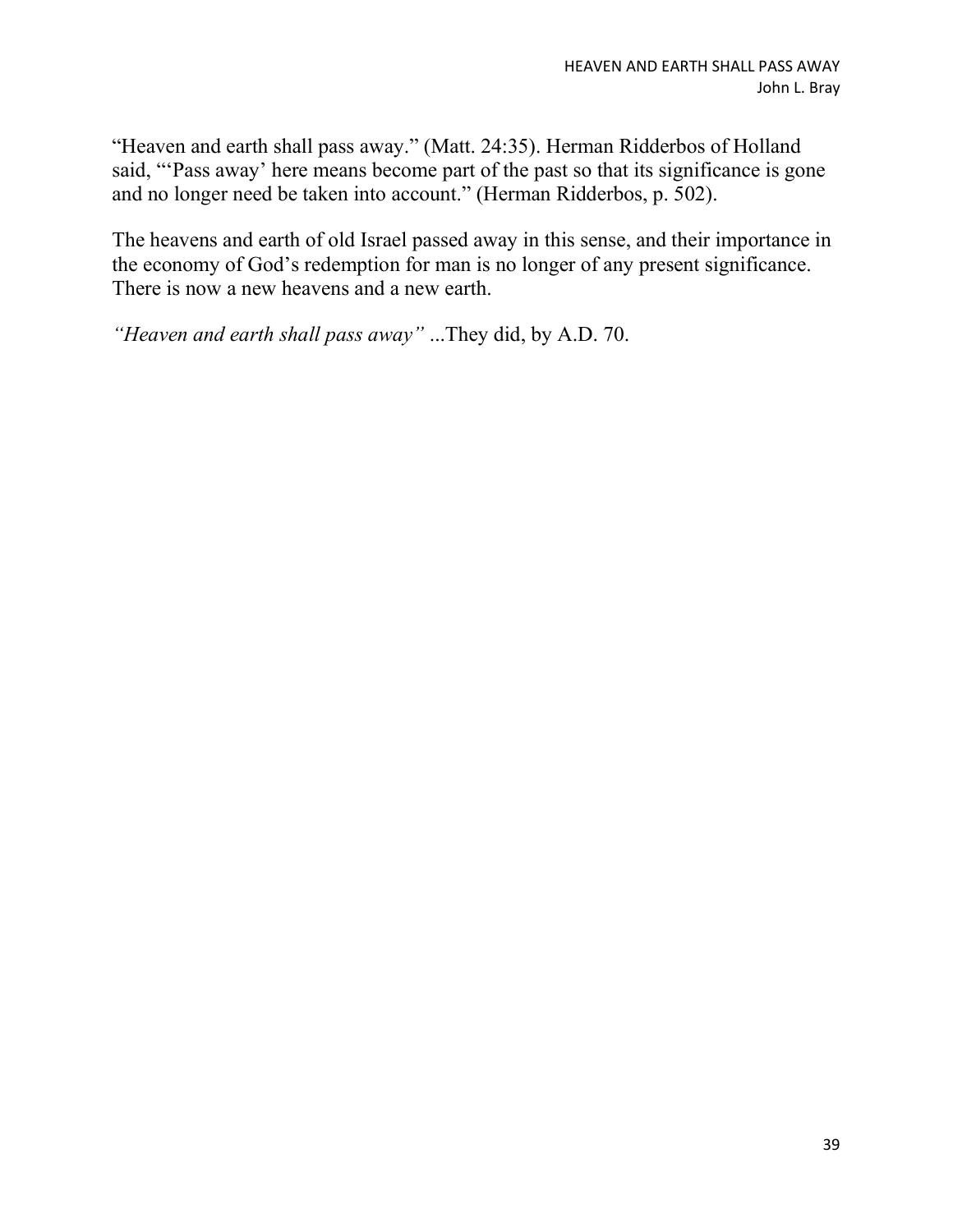"Heaven and earth shall pass away." (Matt. 24:35). Herman Ridderbos of Holland said, "'Pass away' here means become part of the past so that its significance is gone and no longer need be taken into account." (Herman Ridderbos, p. 502).

The heavens and earth of old Israel passed away in this sense, and their importance in the economy of God's redemption for man is no longer of any present significance. There is now a new heavens and a new earth.

*"Heaven and earth shall pass away"* ...They did, by A.D. 70.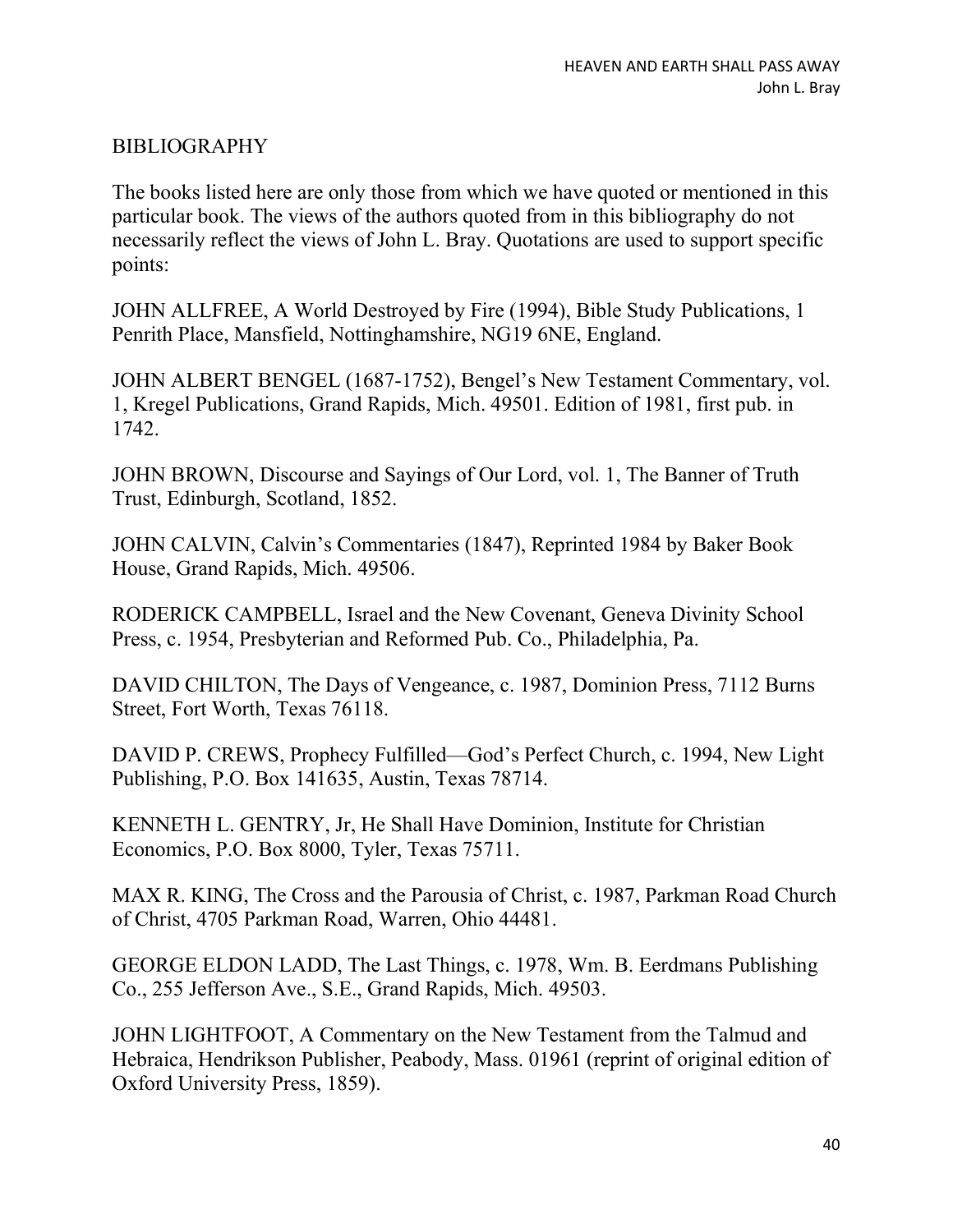## BIBLIOGRAPHY

The books listed here are only those from which we have quoted or mentioned in this particular book. The views of the authors quoted from in this bibliography do not necessarily reflect the views of John L. Bray. Quotations are used to support specific points:

JOHN ALLFREE, A World Destroyed by Fire (1994), Bible Study Publications, 1 Penrith Place, Mansfield, Nottinghamshire, NG19 6NE, England.

JOHN ALBERT BENGEL (1687-1752), Bengel's New Testament Commentary, vol. 1, Kregel Publications, Grand Rapids, Mich. 49501. Edition of 1981, first pub. in 1742.

JOHN BROWN, Discourse and Sayings of Our Lord, vol. 1, The Banner of Truth Trust, Edinburgh, Scotland, 1852.

JOHN CALVIN, Calvin's Commentaries (1847), Reprinted 1984 by Baker Book House, Grand Rapids, Mich. 49506.

RODERICK CAMPBELL, Israel and the New Covenant, Geneva Divinity School Press, c. 1954, Presbyterian and Reformed Pub. Co., Philadelphia, Pa.

DAVID CHILTON, The Days of Vengeance, c. 1987, Dominion Press, 7112 Burns Street, Fort Worth, Texas 76118.

DAVID P. CREWS, Prophecy Fulfilled—God's Perfect Church, c. 1994, New Light Publishing, P.O. Box 141635, Austin, Texas 78714.

KENNETH L. GENTRY, Jr, He Shall Have Dominion, Institute for Christian Economics, P.O. Box 8000, Tyler, Texas 75711.

MAX R. KING, The Cross and the Parousia of Christ, c. 1987, Parkman Road Church of Christ, 4705 Parkman Road, Warren, Ohio 44481.

GEORGE ELDON LADD, The Last Things, c. 1978, Wm. B. Eerdmans Publishing Co., 255 Jefferson Ave., S.E., Grand Rapids, Mich. 49503.

JOHN LIGHTFOOT, A Commentary on the New Testament from the Talmud and Hebraica, Hendrikson Publisher, Peabody, Mass. 01961 (reprint of original edition of Oxford University Press, 1859).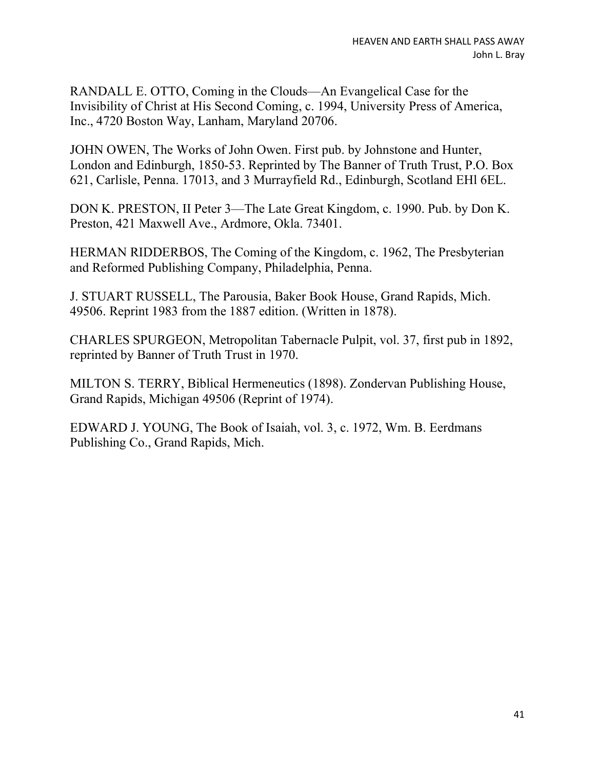RANDALL E. OTTO, Coming in the Clouds—An Evangelical Case for the Invisibility of Christ at His Second Coming, c. 1994, University Press of America, Inc., 4720 Boston Way, Lanham, Maryland 20706.

JOHN OWEN, The Works of John Owen. First pub. by Johnstone and Hunter, London and Edinburgh, 1850-53. Reprinted by The Banner of Truth Trust, P.O. Box 621, Carlisle, Penna. 17013, and 3 Murrayfield Rd., Edinburgh, Scotland EHl 6EL.

DON K. PRESTON, II Peter 3—The Late Great Kingdom, c. 1990. Pub. by Don K. Preston, 421 Maxwell Ave., Ardmore, Okla. 73401.

HERMAN RIDDERBOS, The Coming of the Kingdom, c. 1962, The Presbyterian and Reformed Publishing Company, Philadelphia, Penna.

J. STUART RUSSELL, The Parousia, Baker Book House, Grand Rapids, Mich. 49506. Reprint 1983 from the 1887 edition. (Written in 1878).

CHARLES SPURGEON, Metropolitan Tabernacle Pulpit, vol. 37, first pub in 1892, reprinted by Banner of Truth Trust in 1970.

MILTON S. TERRY, Biblical Hermeneutics (1898). Zondervan Publishing House, Grand Rapids, Michigan 49506 (Reprint of 1974).

EDWARD J. YOUNG, The Book of Isaiah, vol. 3, c. 1972, Wm. B. Eerdmans Publishing Co., Grand Rapids, Mich.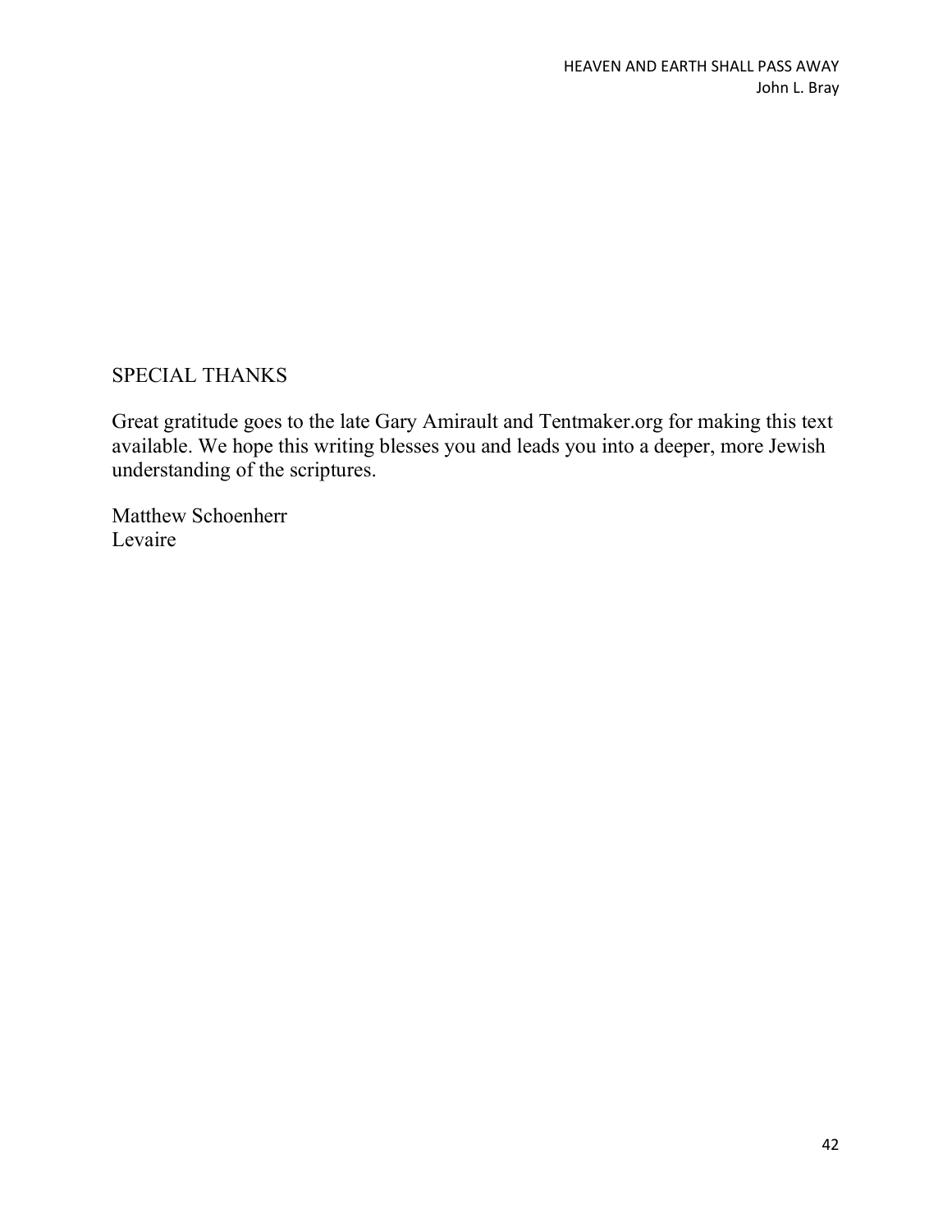## SPECIAL THANKS

Great gratitude goes to the late Gary Amirault and Tentmaker.org for making this text available. We hope this writing blesses you and leads you into a deeper, more Jewish understanding of the scriptures.

Matthew Schoenherr
Levaire